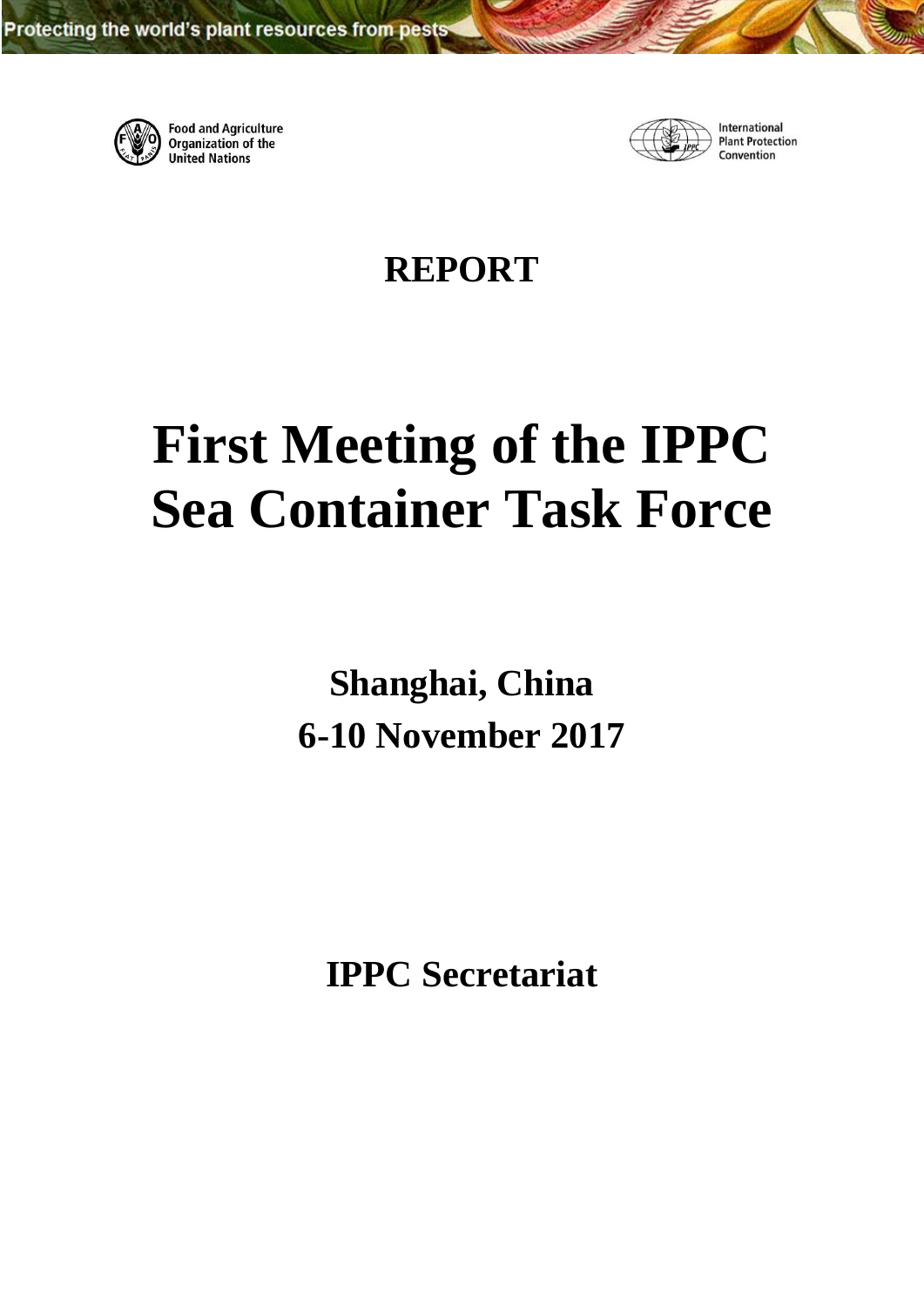Protecting the world's plant resources from pests

Food and Agriculture Organization of the United Nations

International Plant Protection Convention

**REPORT**

# First Meeting of the IPPC Sea Container Task Force

## Shanghai, China
## 6-10 November 2017

## IPPC Secretariat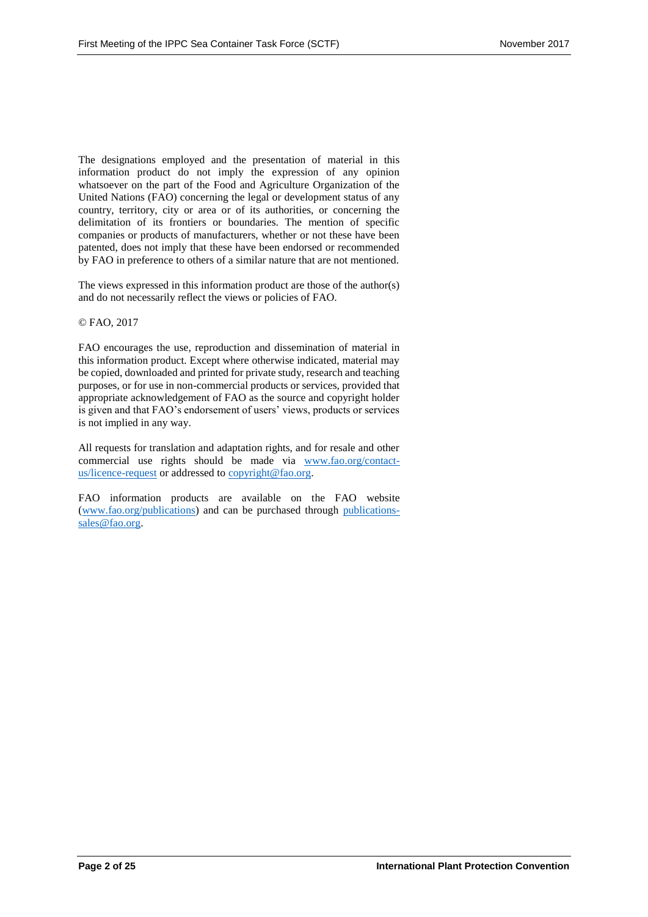The designations employed and the presentation of material in this information product do not imply the expression of any opinion whatsoever on the part of the Food and Agriculture Organization of the United Nations (FAO) concerning the legal or development status of any country, territory, city or area or of its authorities, or concerning the delimitation of its frontiers or boundaries. The mention of specific companies or products of manufacturers, whether or not these have been patented, does not imply that these have been endorsed or recommended by FAO in preference to others of a similar nature that are not mentioned.

The views expressed in this information product are those of the author(s) and do not necessarily reflect the views or policies of FAO.

© FAO, 2017

FAO encourages the use, reproduction and dissemination of material in this information product. Except where otherwise indicated, material may be copied, downloaded and printed for private study, research and teaching purposes, or for use in non-commercial products or services, provided that appropriate acknowledgement of FAO as the source and copyright holder is given and that FAO's endorsement of users' views, products or services is not implied in any way.

All requests for translation and adaptation rights, and for resale and other commercial use rights should be made via www.fao.org/contact-us/licence-request or addressed to copyright@fao.org.

FAO information products are available on the FAO website (www.fao.org/publications) and can be purchased through publications-sales@fao.org.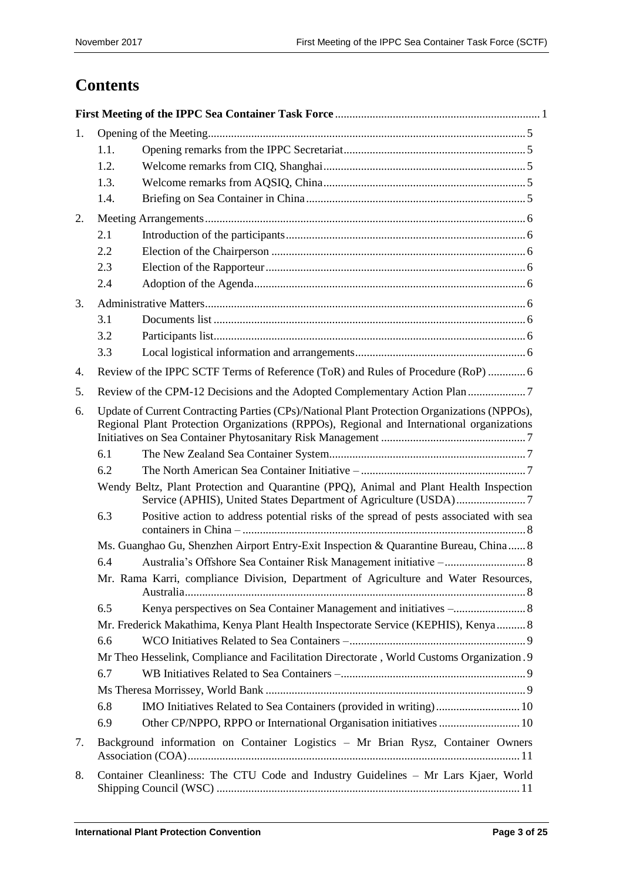# Contents

**First Meeting of the IPPC Sea Container Task Force** ..................................................................... 1

1. Opening of the Meeting............................................................................................................ 5
   - 1.1. Opening remarks from the IPPC Secretariat.............................................................. 5
   - 1.2. Welcome remarks from CIQ, Shanghai..................................................................... 5
   - 1.3. Welcome remarks from AQSIQ, China..................................................................... 5
   - 1.4. Briefing on Sea Container in China........................................................................... 5
2. Meeting Arrangements............................................................................................................. 6
   - 2.1 Introduction of the participants.................................................................................. 6
   - 2.2 Election of the Chairperson ....................................................................................... 6
   - 2.3 Election of the Rapporteur......................................................................................... 6
   - 2.4 Adoption of the Agenda............................................................................................. 6
3. Administrative Matters............................................................................................................. 6
   - 3.1 Documents list .......................................................................................................... 6
   - 3.2 Participants list.......................................................................................................... 6
   - 3.3 Local logistical information and arrangements.......................................................... 6
4. Review of the IPPC SCTF Terms of Reference (ToR) and Rules of Procedure (RoP) ............. 6
5. Review of the CPM-12 Decisions and the Adopted Complementary Action Plan.................... 7
6. Update of Current Contracting Parties (CPs)/National Plant Protection Organizations (NPPOs), Regional Plant Protection Organizations (RPPOs), Regional and International organizations Initiatives on Sea Container Phytosanitary Risk Management ................................................. 7
   - 6.1 The New Zealand Sea Container System................................................................... 7
   - 6.2 The North American Sea Container Initiative – ......................................................... 7
   - Wendy Beltz, Plant Protection and Quarantine (PPQ), Animal and Plant Health Inspection Service (APHIS), United States Department of Agriculture (USDA)........................ 7
   - 6.3 Positive action to address potential risks of the spread of pests associated with sea containers in China – ................................................................................................. 8
   - Ms. Guanghao Gu, Shenzhen Airport Entry-Exit Inspection & Quarantine Bureau, China...... 8
   - 6.4 Australia's Offshore Sea Container Risk Management initiative –............................ 8
   - Mr. Rama Karri, compliance Division, Department of Agriculture and Water Resources, Australia.................................................................................................................... 8
   - 6.5 Kenya perspectives on Sea Container Management and initiatives –......................... 8
   - Mr. Frederick Makathima, Kenya Plant Health Inspectorate Service (KEPHIS), Kenya.......... 8
   - 6.6 WCO Initiatives Related to Sea Containers –............................................................ 9
   - Mr Theo Hesselink, Compliance and Facilitation Directorate , World Customs Organization . 9
   - 6.7 WB Initiatives Related to Sea Containers –................................................................ 9
   - Ms Theresa Morrissey, World Bank ......................................................................................... 9
   - 6.8 IMO Initiatives Related to Sea Containers (provided in writing)............................. 10
   - 6.9 Other CP/NPPO, RPPO or International Organisation initiatives ............................ 10
7. Background information on Container Logistics – Mr Brian Rysz, Container Owners Association (COA)................................................................................................................. 11
8. Container Cleanliness: The CTU Code and Industry Guidelines – Mr Lars Kjaer, World Shipping Council (WSC) ....................................................................................................... 11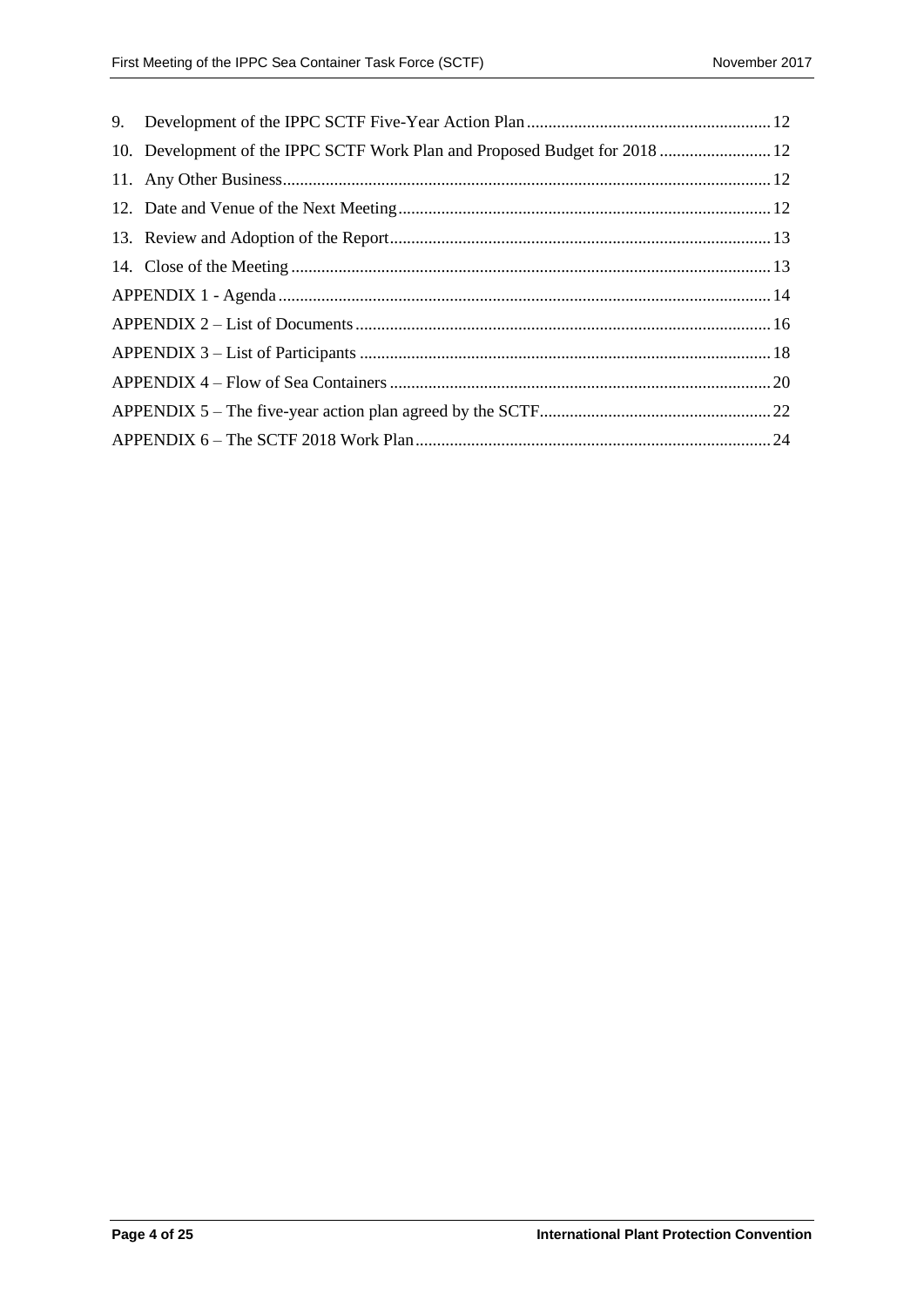9. Development of the IPPC SCTF Five-Year Action Plan ........................................................ 12
10. Development of the IPPC SCTF Work Plan and Proposed Budget for 2018 .......................... 12
11. Any Other Business................................................................................................................ 12
12. Date and Venue of the Next Meeting..................................................................................... 12
13. Review and Adoption of the Report........................................................................................ 13
14. Close of the Meeting .............................................................................................................. 13

APPENDIX 1 - Agenda ................................................................................................................. 14
APPENDIX 2 – List of Documents ............................................................................................... 16
APPENDIX 3 – List of Participants .............................................................................................. 18
APPENDIX 4 – Flow of Sea Containers ........................................................................................ 20
APPENDIX 5 – The five-year action plan agreed by the SCTF..................................................... 22
APPENDIX 6 – The SCTF 2018 Work Plan................................................................................. 24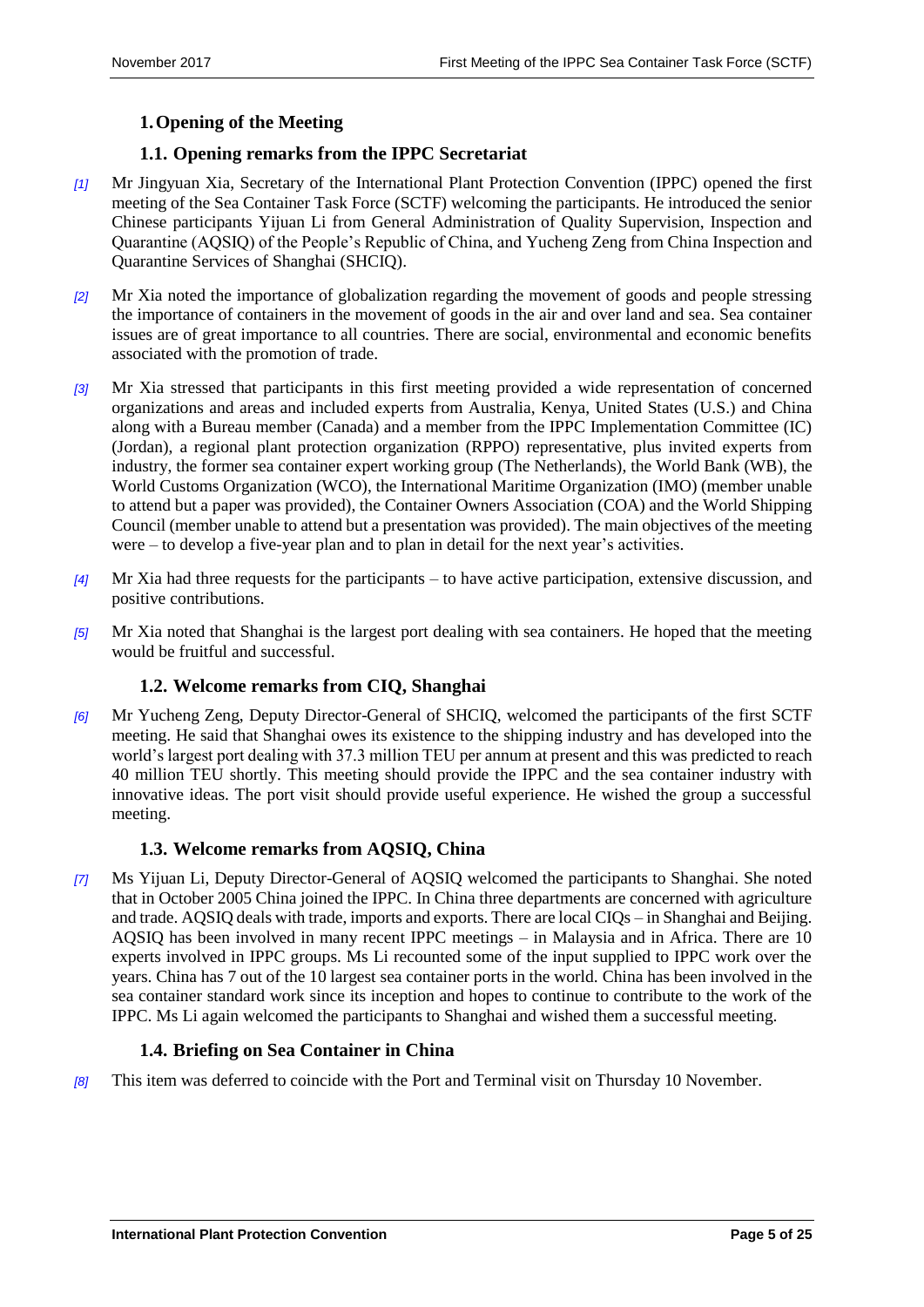# 1. Opening of the Meeting

## 1.1. Opening remarks from the IPPC Secretariat

[1] Mr Jingyuan Xia, Secretary of the International Plant Protection Convention (IPPC) opened the first meeting of the Sea Container Task Force (SCTF) welcoming the participants. He introduced the senior Chinese participants Yijuan Li from General Administration of Quality Supervision, Inspection and Quarantine (AQSIQ) of the People's Republic of China, and Yucheng Zeng from China Inspection and Quarantine Services of Shanghai (SHCIQ).

[2] Mr Xia noted the importance of globalization regarding the movement of goods and people stressing the importance of containers in the movement of goods in the air and over land and sea. Sea container issues are of great importance to all countries. There are social, environmental and economic benefits associated with the promotion of trade.

[3] Mr Xia stressed that participants in this first meeting provided a wide representation of concerned organizations and areas and included experts from Australia, Kenya, United States (U.S.) and China along with a Bureau member (Canada) and a member from the IPPC Implementation Committee (IC) (Jordan), a regional plant protection organization (RPPO) representative, plus invited experts from industry, the former sea container expert working group (The Netherlands), the World Bank (WB), the World Customs Organization (WCO), the International Maritime Organization (IMO) (member unable to attend but a paper was provided), the Container Owners Association (COA) and the World Shipping Council (member unable to attend but a presentation was provided). The main objectives of the meeting were – to develop a five-year plan and to plan in detail for the next year's activities.

[4] Mr Xia had three requests for the participants – to have active participation, extensive discussion, and positive contributions.

[5] Mr Xia noted that Shanghai is the largest port dealing with sea containers. He hoped that the meeting would be fruitful and successful.

## 1.2. Welcome remarks from CIQ, Shanghai

[6] Mr Yucheng Zeng, Deputy Director-General of SHCIQ, welcomed the participants of the first SCTF meeting. He said that Shanghai owes its existence to the shipping industry and has developed into the world's largest port dealing with 37.3 million TEU per annum at present and this was predicted to reach 40 million TEU shortly. This meeting should provide the IPPC and the sea container industry with innovative ideas. The port visit should provide useful experience. He wished the group a successful meeting.

## 1.3. Welcome remarks from AQSIQ, China

[7] Ms Yijuan Li, Deputy Director-General of AQSIQ welcomed the participants to Shanghai. She noted that in October 2005 China joined the IPPC. In China three departments are concerned with agriculture and trade. AQSIQ deals with trade, imports and exports. There are local CIQs – in Shanghai and Beijing. AQSIQ has been involved in many recent IPPC meetings – in Malaysia and in Africa. There are 10 experts involved in IPPC groups. Ms Li recounted some of the input supplied to IPPC work over the years. China has 7 out of the 10 largest sea container ports in the world. China has been involved in the sea container standard work since its inception and hopes to continue to contribute to the work of the IPPC. Ms Li again welcomed the participants to Shanghai and wished them a successful meeting.

## 1.4. Briefing on Sea Container in China

[8] This item was deferred to coincide with the Port and Terminal visit on Thursday 10 November.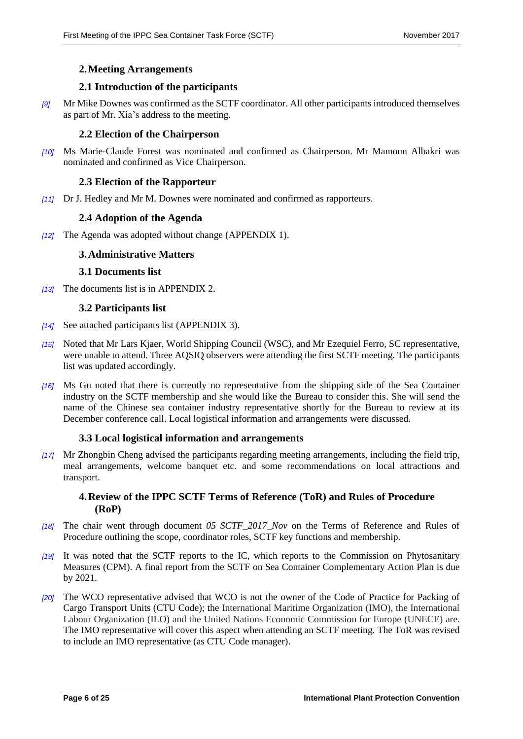## 2. Meeting Arrangements

### 2.1 Introduction of the participants

[9] Mr Mike Downes was confirmed as the SCTF coordinator. All other participants introduced themselves as part of Mr. Xia's address to the meeting.

### 2.2 Election of the Chairperson

[10] Ms Marie-Claude Forest was nominated and confirmed as Chairperson. Mr Mamoun Albakri was nominated and confirmed as Vice Chairperson.

### 2.3 Election of the Rapporteur

[11] Dr J. Hedley and Mr M. Downes were nominated and confirmed as rapporteurs.

### 2.4 Adoption of the Agenda

[12] The Agenda was adopted without change (APPENDIX 1).

## 3. Administrative Matters

### 3.1 Documents list

[13] The documents list is in APPENDIX 2.

### 3.2 Participants list

[14] See attached participants list (APPENDIX 3).

[15] Noted that Mr Lars Kjaer, World Shipping Council (WSC), and Mr Ezequiel Ferro, SC representative, were unable to attend. Three AQSIQ observers were attending the first SCTF meeting. The participants list was updated accordingly.

[16] Ms Gu noted that there is currently no representative from the shipping side of the Sea Container industry on the SCTF membership and she would like the Bureau to consider this. She will send the name of the Chinese sea container industry representative shortly for the Bureau to review at its December conference call. Local logistical information and arrangements were discussed.

### 3.3 Local logistical information and arrangements

[17] Mr Zhongbin Cheng advised the participants regarding meeting arrangements, including the field trip, meal arrangements, welcome banquet etc. and some recommendations on local attractions and transport.

## 4. Review of the IPPC SCTF Terms of Reference (ToR) and Rules of Procedure (RoP)

[18] The chair went through document *05 SCTF_2017_Nov* on the Terms of Reference and Rules of Procedure outlining the scope, coordinator roles, SCTF key functions and membership.

[19] It was noted that the SCTF reports to the IC, which reports to the Commission on Phytosanitary Measures (CPM). A final report from the SCTF on Sea Container Complementary Action Plan is due by 2021.

[20] The WCO representative advised that WCO is not the owner of the Code of Practice for Packing of Cargo Transport Units (CTU Code); the International Maritime Organization (IMO), the International Labour Organization (ILO) and the United Nations Economic Commission for Europe (UNECE) are. The IMO representative will cover this aspect when attending an SCTF meeting. The ToR was revised to include an IMO representative (as CTU Code manager).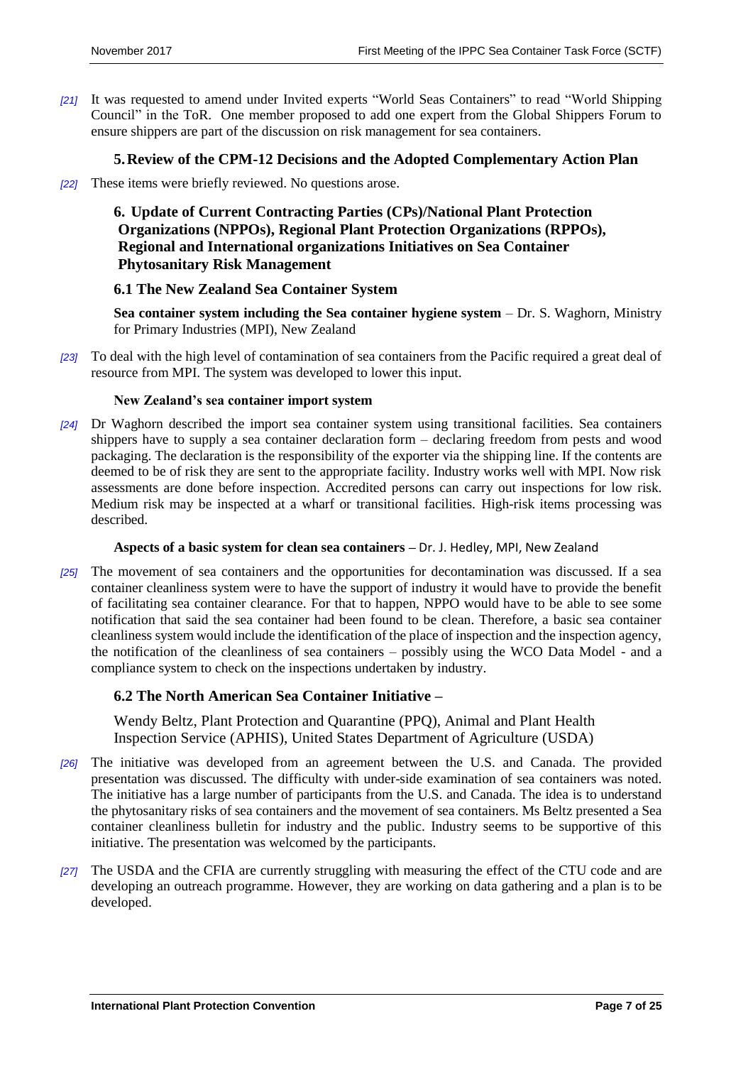[21] It was requested to amend under Invited experts "World Seas Containers" to read "World Shipping Council" in the ToR. One member proposed to add one expert from the Global Shippers Forum to ensure shippers are part of the discussion on risk management for sea containers.

## 5. Review of the CPM-12 Decisions and the Adopted Complementary Action Plan

[22] These items were briefly reviewed. No questions arose.

## 6. Update of Current Contracting Parties (CPs)/National Plant Protection Organizations (NPPOs), Regional Plant Protection Organizations (RPPOs), Regional and International organizations Initiatives on Sea Container Phytosanitary Risk Management

### 6.1 The New Zealand Sea Container System

**Sea container system including the Sea container hygiene system** – Dr. S. Waghorn, Ministry for Primary Industries (MPI), New Zealand

[23] To deal with the high level of contamination of sea containers from the Pacific required a great deal of resource from MPI. The system was developed to lower this input.

**New Zealand's sea container import system**

[24] Dr Waghorn described the import sea container system using transitional facilities. Sea containers shippers have to supply a sea container declaration form – declaring freedom from pests and wood packaging. The declaration is the responsibility of the exporter via the shipping line. If the contents are deemed to be of risk they are sent to the appropriate facility. Industry works well with MPI. Now risk assessments are done before inspection. Accredited persons can carry out inspections for low risk. Medium risk may be inspected at a wharf or transitional facilities. High-risk items processing was described.

**Aspects of a basic system for clean sea containers** – Dr. J. Hedley, MPI, New Zealand

[25] The movement of sea containers and the opportunities for decontamination was discussed. If a sea container cleanliness system were to have the support of industry it would have to provide the benefit of facilitating sea container clearance. For that to happen, NPPO would have to be able to see some notification that said the sea container had been found to be clean. Therefore, a basic sea container cleanliness system would include the identification of the place of inspection and the inspection agency, the notification of the cleanliness of sea containers – possibly using the WCO Data Model - and a compliance system to check on the inspections undertaken by industry.

### 6.2 The North American Sea Container Initiative –

Wendy Beltz, Plant Protection and Quarantine (PPQ), Animal and Plant Health Inspection Service (APHIS), United States Department of Agriculture (USDA)

[26] The initiative was developed from an agreement between the U.S. and Canada. The provided presentation was discussed. The difficulty with under-side examination of sea containers was noted. The initiative has a large number of participants from the U.S. and Canada. The idea is to understand the phytosanitary risks of sea containers and the movement of sea containers. Ms Beltz presented a Sea container cleanliness bulletin for industry and the public. Industry seems to be supportive of this initiative. The presentation was welcomed by the participants.

[27] The USDA and the CFIA are currently struggling with measuring the effect of the CTU code and are developing an outreach programme. However, they are working on data gathering and a plan is to be developed.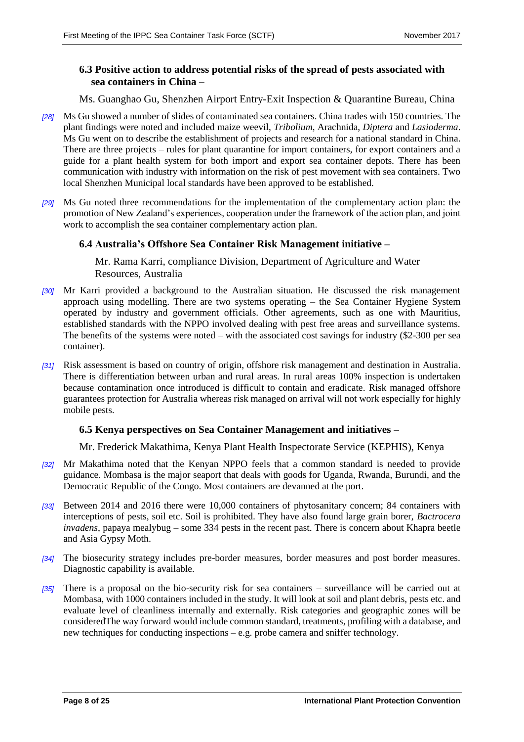### 6.3 Positive action to address potential risks of the spread of pests associated with sea containers in China –

Ms. Guanghao Gu, Shenzhen Airport Entry-Exit Inspection & Quarantine Bureau, China

*[28]* Ms Gu showed a number of slides of contaminated sea containers. China trades with 150 countries. The plant findings were noted and included maize weevil, *Tribolium*, Arachnida, *Diptera* and *Lasioderma*. Ms Gu went on to describe the establishment of projects and research for a national standard in China. There are three projects – rules for plant quarantine for import containers, for export containers and a guide for a plant health system for both import and export sea container depots. There has been communication with industry with information on the risk of pest movement with sea containers. Two local Shenzhen Municipal local standards have been approved to be established.

*[29]* Ms Gu noted three recommendations for the implementation of the complementary action plan: the promotion of New Zealand's experiences, cooperation under the framework of the action plan, and joint work to accomplish the sea container complementary action plan.

### 6.4 Australia's Offshore Sea Container Risk Management initiative –

Mr. Rama Karri, compliance Division, Department of Agriculture and Water Resources, Australia

*[30]* Mr Karri provided a background to the Australian situation. He discussed the risk management approach using modelling. There are two systems operating – the Sea Container Hygiene System operated by industry and government officials. Other agreements, such as one with Mauritius, established standards with the NPPO involved dealing with pest free areas and surveillance systems. The benefits of the systems were noted – with the associated cost savings for industry ($2-300 per sea container).

*[31]* Risk assessment is based on country of origin, offshore risk management and destination in Australia. There is differentiation between urban and rural areas. In rural areas 100% inspection is undertaken because contamination once introduced is difficult to contain and eradicate. Risk managed offshore guarantees protection for Australia whereas risk managed on arrival will not work especially for highly mobile pests.

### 6.5 Kenya perspectives on Sea Container Management and initiatives –

Mr. Frederick Makathima, Kenya Plant Health Inspectorate Service (KEPHIS), Kenya

*[32]* Mr Makathima noted that the Kenyan NPPO feels that a common standard is needed to provide guidance. Mombasa is the major seaport that deals with goods for Uganda, Rwanda, Burundi, and the Democratic Republic of the Congo. Most containers are devanned at the port.

*[33]* Between 2014 and 2016 there were 10,000 containers of phytosanitary concern; 84 containers with interceptions of pests, soil etc. Soil is prohibited. They have also found large grain borer, *Bactrocera invadens*, papaya mealybug – some 334 pests in the recent past. There is concern about Khapra beetle and Asia Gypsy Moth.

*[34]* The biosecurity strategy includes pre-border measures, border measures and post border measures. Diagnostic capability is available.

*[35]* There is a proposal on the bio-security risk for sea containers – surveillance will be carried out at Mombasa, with 1000 containers included in the study. It will look at soil and plant debris, pests etc. and evaluate level of cleanliness internally and externally. Risk categories and geographic zones will be consideredThe way forward would include common standard, treatments, profiling with a database, and new techniques for conducting inspections – e.g. probe camera and sniffer technology.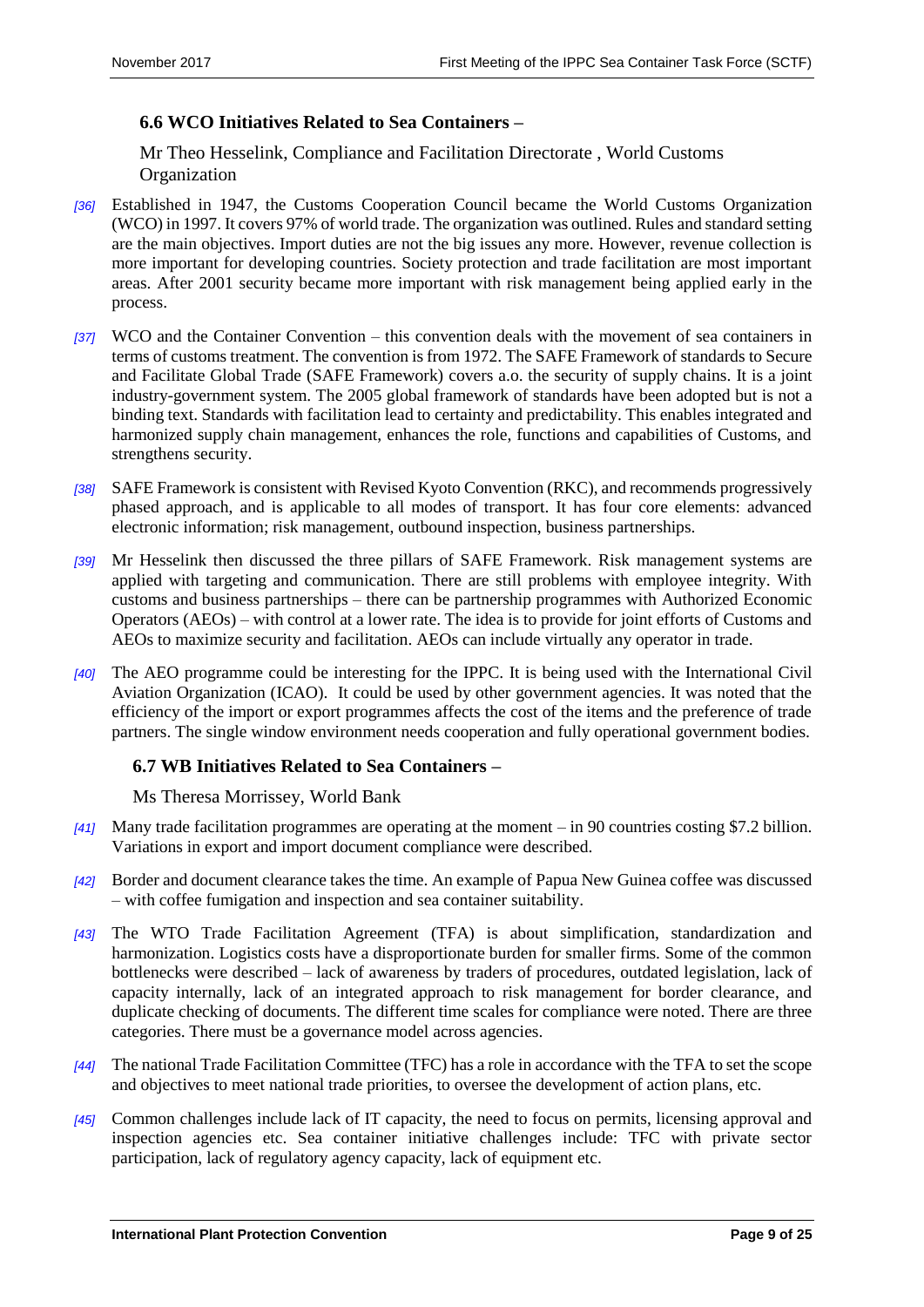### 6.6 WCO Initiatives Related to Sea Containers –

Mr Theo Hesselink, Compliance and Facilitation Directorate , World Customs Organization

*[36]* Established in 1947, the Customs Cooperation Council became the World Customs Organization (WCO) in 1997. It covers 97% of world trade. The organization was outlined. Rules and standard setting are the main objectives. Import duties are not the big issues any more. However, revenue collection is more important for developing countries. Society protection and trade facilitation are most important areas. After 2001 security became more important with risk management being applied early in the process.

*[37]* WCO and the Container Convention – this convention deals with the movement of sea containers in terms of customs treatment. The convention is from 1972. The SAFE Framework of standards to Secure and Facilitate Global Trade (SAFE Framework) covers a.o. the security of supply chains. It is a joint industry-government system. The 2005 global framework of standards have been adopted but is not a binding text. Standards with facilitation lead to certainty and predictability. This enables integrated and harmonized supply chain management, enhances the role, functions and capabilities of Customs, and strengthens security.

*[38]* SAFE Framework is consistent with Revised Kyoto Convention (RKC), and recommends progressively phased approach, and is applicable to all modes of transport. It has four core elements: advanced electronic information; risk management, outbound inspection, business partnerships.

*[39]* Mr Hesselink then discussed the three pillars of SAFE Framework. Risk management systems are applied with targeting and communication. There are still problems with employee integrity. With customs and business partnerships – there can be partnership programmes with Authorized Economic Operators (AEOs) – with control at a lower rate. The idea is to provide for joint efforts of Customs and AEOs to maximize security and facilitation. AEOs can include virtually any operator in trade.

*[40]* The AEO programme could be interesting for the IPPC. It is being used with the International Civil Aviation Organization (ICAO). It could be used by other government agencies. It was noted that the efficiency of the import or export programmes affects the cost of the items and the preference of trade partners. The single window environment needs cooperation and fully operational government bodies.

### 6.7 WB Initiatives Related to Sea Containers –

Ms Theresa Morrissey, World Bank

*[41]* Many trade facilitation programmes are operating at the moment – in 90 countries costing $7.2 billion. Variations in export and import document compliance were described.

*[42]* Border and document clearance takes the time. An example of Papua New Guinea coffee was discussed – with coffee fumigation and inspection and sea container suitability.

*[43]* The WTO Trade Facilitation Agreement (TFA) is about simplification, standardization and harmonization. Logistics costs have a disproportionate burden for smaller firms. Some of the common bottlenecks were described – lack of awareness by traders of procedures, outdated legislation, lack of capacity internally, lack of an integrated approach to risk management for border clearance, and duplicate checking of documents. The different time scales for compliance were noted. There are three categories. There must be a governance model across agencies.

*[44]* The national Trade Facilitation Committee (TFC) has a role in accordance with the TFA to set the scope and objectives to meet national trade priorities, to oversee the development of action plans, etc.

*[45]* Common challenges include lack of IT capacity, the need to focus on permits, licensing approval and inspection agencies etc. Sea container initiative challenges include: TFC with private sector participation, lack of regulatory agency capacity, lack of equipment etc.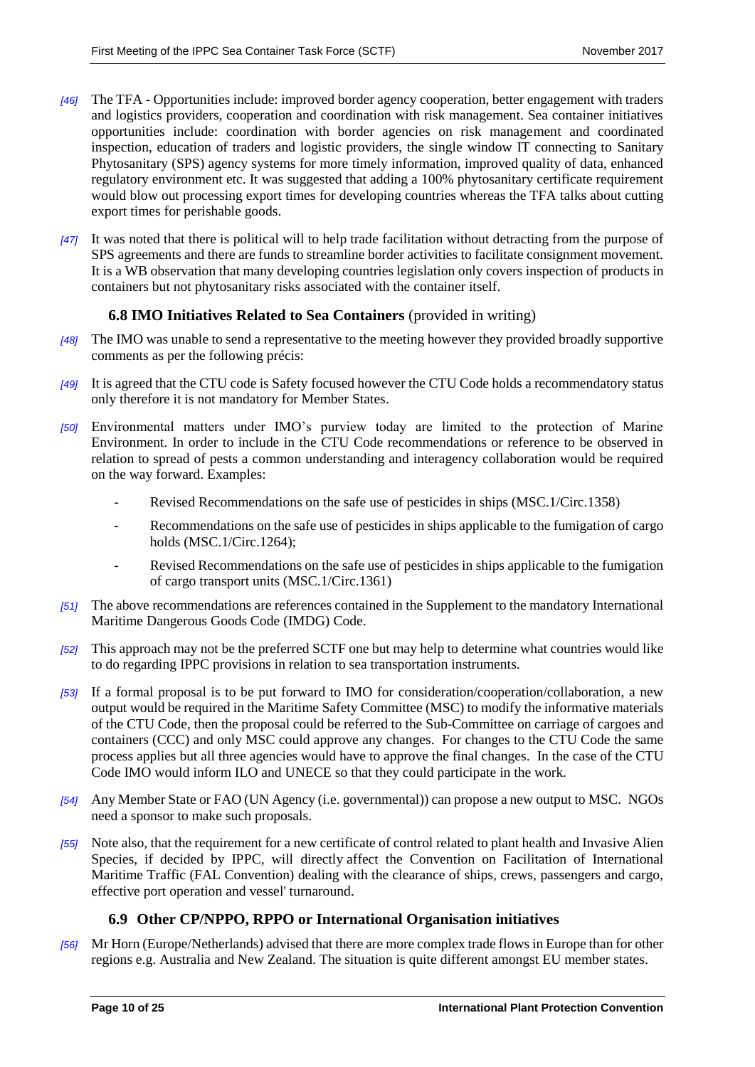[46] The TFA - Opportunities include: improved border agency cooperation, better engagement with traders and logistics providers, cooperation and coordination with risk management. Sea container initiatives opportunities include: coordination with border agencies on risk management and coordinated inspection, education of traders and logistic providers, the single window IT connecting to Sanitary Phytosanitary (SPS) agency systems for more timely information, improved quality of data, enhanced regulatory environment etc. It was suggested that adding a 100% phytosanitary certificate requirement would blow out processing export times for developing countries whereas the TFA talks about cutting export times for perishable goods.

[47] It was noted that there is political will to help trade facilitation without detracting from the purpose of SPS agreements and there are funds to streamline border activities to facilitate consignment movement. It is a WB observation that many developing countries legislation only covers inspection of products in containers but not phytosanitary risks associated with the container itself.

### 6.8 IMO Initiatives Related to Sea Containers (provided in writing)

[48] The IMO was unable to send a representative to the meeting however they provided broadly supportive comments as per the following précis:

[49] It is agreed that the CTU code is Safety focused however the CTU Code holds a recommendatory status only therefore it is not mandatory for Member States.

[50] Environmental matters under IMO's purview today are limited to the protection of Marine Environment. In order to include in the CTU Code recommendations or reference to be observed in relation to spread of pests a common understanding and interagency collaboration would be required on the way forward. Examples:

- Revised Recommendations on the safe use of pesticides in ships (MSC.1/Circ.1358)
- Recommendations on the safe use of pesticides in ships applicable to the fumigation of cargo holds (MSC.1/Circ.1264);
- Revised Recommendations on the safe use of pesticides in ships applicable to the fumigation of cargo transport units (MSC.1/Circ.1361)

[51] The above recommendations are references contained in the Supplement to the mandatory International Maritime Dangerous Goods Code (IMDG) Code.

[52] This approach may not be the preferred SCTF one but may help to determine what countries would like to do regarding IPPC provisions in relation to sea transportation instruments.

[53] If a formal proposal is to be put forward to IMO for consideration/cooperation/collaboration, a new output would be required in the Maritime Safety Committee (MSC) to modify the informative materials of the CTU Code, then the proposal could be referred to the Sub-Committee on carriage of cargoes and containers (CCC) and only MSC could approve any changes. For changes to the CTU Code the same process applies but all three agencies would have to approve the final changes. In the case of the CTU Code IMO would inform ILO and UNECE so that they could participate in the work.

[54] Any Member State or FAO (UN Agency (i.e. governmental)) can propose a new output to MSC. NGOs need a sponsor to make such proposals.

[55] Note also, that the requirement for a new certificate of control related to plant health and Invasive Alien Species, if decided by IPPC, will directly affect the Convention on Facilitation of International Maritime Traffic (FAL Convention) dealing with the clearance of ships, crews, passengers and cargo, effective port operation and vessel' turnaround.

### 6.9 Other CP/NPPO, RPPO or International Organisation initiatives

[56] Mr Horn (Europe/Netherlands) advised that there are more complex trade flows in Europe than for other regions e.g. Australia and New Zealand. The situation is quite different amongst EU member states.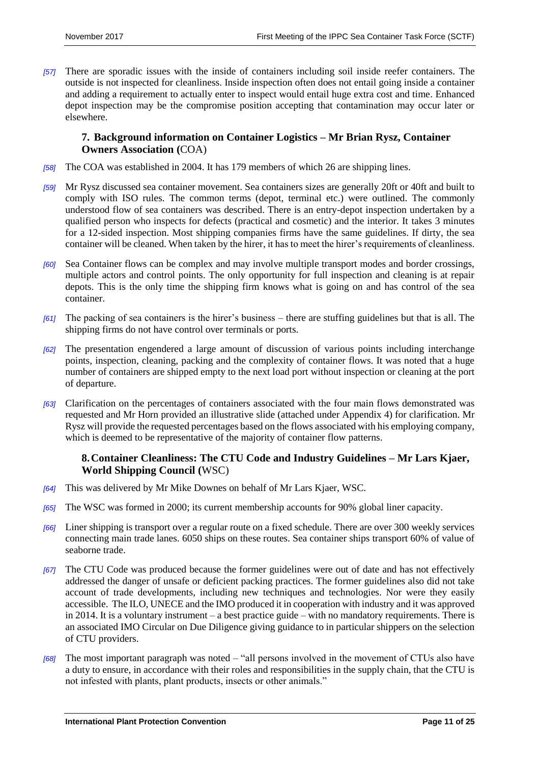[57] There are sporadic issues with the inside of containers including soil inside reefer containers. The outside is not inspected for cleanliness. Inside inspection often does not entail going inside a container and adding a requirement to actually enter to inspect would entail huge extra cost and time. Enhanced depot inspection may be the compromise position accepting that contamination may occur later or elsewhere.

### 7. Background information on Container Logistics – Mr Brian Rysz, Container Owners Association (COA)

[58] The COA was established in 2004. It has 179 members of which 26 are shipping lines.

[59] Mr Rysz discussed sea container movement. Sea containers sizes are generally 20ft or 40ft and built to comply with ISO rules. The common terms (depot, terminal etc.) were outlined. The commonly understood flow of sea containers was described. There is an entry-depot inspection undertaken by a qualified person who inspects for defects (practical and cosmetic) and the interior. It takes 3 minutes for a 12-sided inspection. Most shipping companies firms have the same guidelines. If dirty, the sea container will be cleaned. When taken by the hirer, it has to meet the hirer's requirements of cleanliness.

[60] Sea Container flows can be complex and may involve multiple transport modes and border crossings, multiple actors and control points. The only opportunity for full inspection and cleaning is at repair depots. This is the only time the shipping firm knows what is going on and has control of the sea container.

[61] The packing of sea containers is the hirer's business – there are stuffing guidelines but that is all. The shipping firms do not have control over terminals or ports.

[62] The presentation engendered a large amount of discussion of various points including interchange points, inspection, cleaning, packing and the complexity of container flows. It was noted that a huge number of containers are shipped empty to the next load port without inspection or cleaning at the port of departure.

[63] Clarification on the percentages of containers associated with the four main flows demonstrated was requested and Mr Horn provided an illustrative slide (attached under Appendix 4) for clarification. Mr Rysz will provide the requested percentages based on the flows associated with his employing company, which is deemed to be representative of the majority of container flow patterns.

### 8. Container Cleanliness: The CTU Code and Industry Guidelines – Mr Lars Kjaer, World Shipping Council (WSC)

[64] This was delivered by Mr Mike Downes on behalf of Mr Lars Kjaer, WSC.

[65] The WSC was formed in 2000; its current membership accounts for 90% global liner capacity.

[66] Liner shipping is transport over a regular route on a fixed schedule. There are over 300 weekly services connecting main trade lanes. 6050 ships on these routes. Sea container ships transport 60% of value of seaborne trade.

[67] The CTU Code was produced because the former guidelines were out of date and has not effectively addressed the danger of unsafe or deficient packing practices. The former guidelines also did not take account of trade developments, including new techniques and technologies. Nor were they easily accessible. The ILO, UNECE and the IMO produced it in cooperation with industry and it was approved in 2014. It is a voluntary instrument – a best practice guide – with no mandatory requirements. There is an associated IMO Circular on Due Diligence giving guidance to in particular shippers on the selection of CTU providers.

[68] The most important paragraph was noted – "all persons involved in the movement of CTUs also have a duty to ensure, in accordance with their roles and responsibilities in the supply chain, that the CTU is not infested with plants, plant products, insects or other animals."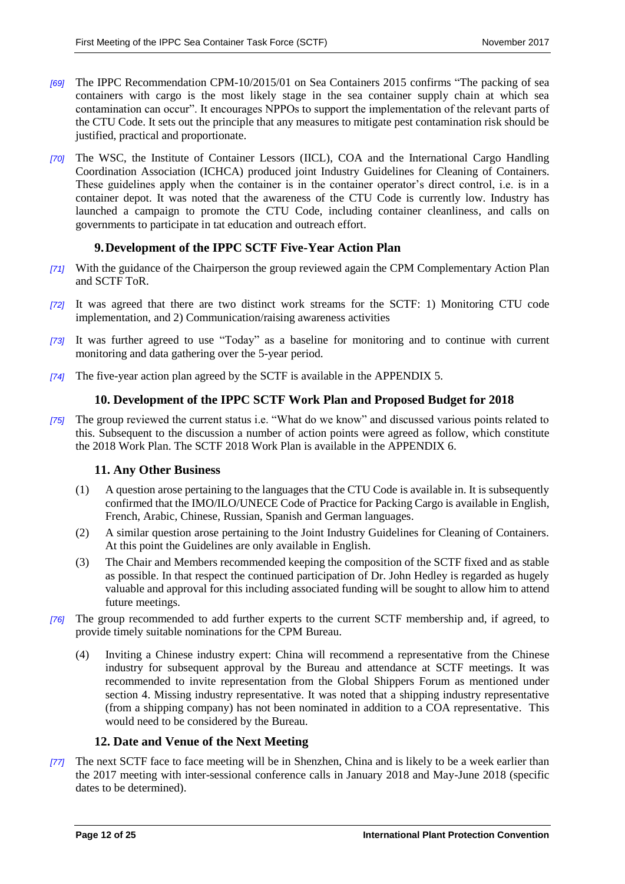[69] The IPPC Recommendation CPM-10/2015/01 on Sea Containers 2015 confirms "The packing of sea containers with cargo is the most likely stage in the sea container supply chain at which sea contamination can occur". It encourages NPPOs to support the implementation of the relevant parts of the CTU Code. It sets out the principle that any measures to mitigate pest contamination risk should be justified, practical and proportionate.

[70] The WSC, the Institute of Container Lessors (IICL), COA and the International Cargo Handling Coordination Association (ICHCA) produced joint Industry Guidelines for Cleaning of Containers. These guidelines apply when the container is in the container operator's direct control, i.e. is in a container depot. It was noted that the awareness of the CTU Code is currently low. Industry has launched a campaign to promote the CTU Code, including container cleanliness, and calls on governments to participate in tat education and outreach effort.

## 9. Development of the IPPC SCTF Five-Year Action Plan

[71] With the guidance of the Chairperson the group reviewed again the CPM Complementary Action Plan and SCTF ToR.

[72] It was agreed that there are two distinct work streams for the SCTF: 1) Monitoring CTU code implementation, and 2) Communication/raising awareness activities

[73] It was further agreed to use "Today" as a baseline for monitoring and to continue with current monitoring and data gathering over the 5-year period.

[74] The five-year action plan agreed by the SCTF is available in the APPENDIX 5.

## 10. Development of the IPPC SCTF Work Plan and Proposed Budget for 2018

[75] The group reviewed the current status i.e. "What do we know" and discussed various points related to this. Subsequent to the discussion a number of action points were agreed as follow, which constitute the 2018 Work Plan. The SCTF 2018 Work Plan is available in the APPENDIX 6.

## 11. Any Other Business

(1) A question arose pertaining to the languages that the CTU Code is available in. It is subsequently confirmed that the IMO/ILO/UNECE Code of Practice for Packing Cargo is available in English, French, Arabic, Chinese, Russian, Spanish and German languages.

(2) A similar question arose pertaining to the Joint Industry Guidelines for Cleaning of Containers. At this point the Guidelines are only available in English.

(3) The Chair and Members recommended keeping the composition of the SCTF fixed and as stable as possible. In that respect the continued participation of Dr. John Hedley is regarded as hugely valuable and approval for this including associated funding will be sought to allow him to attend future meetings.

[76] The group recommended to add further experts to the current SCTF membership and, if agreed, to provide timely suitable nominations for the CPM Bureau.

(4) Inviting a Chinese industry expert: China will recommend a representative from the Chinese industry for subsequent approval by the Bureau and attendance at SCTF meetings. It was recommended to invite representation from the Global Shippers Forum as mentioned under section 4. Missing industry representative. It was noted that a shipping industry representative (from a shipping company) has not been nominated in addition to a COA representative. This would need to be considered by the Bureau.

## 12. Date and Venue of the Next Meeting

[77] The next SCTF face to face meeting will be in Shenzhen, China and is likely to be a week earlier than the 2017 meeting with inter-sessional conference calls in January 2018 and May-June 2018 (specific dates to be determined).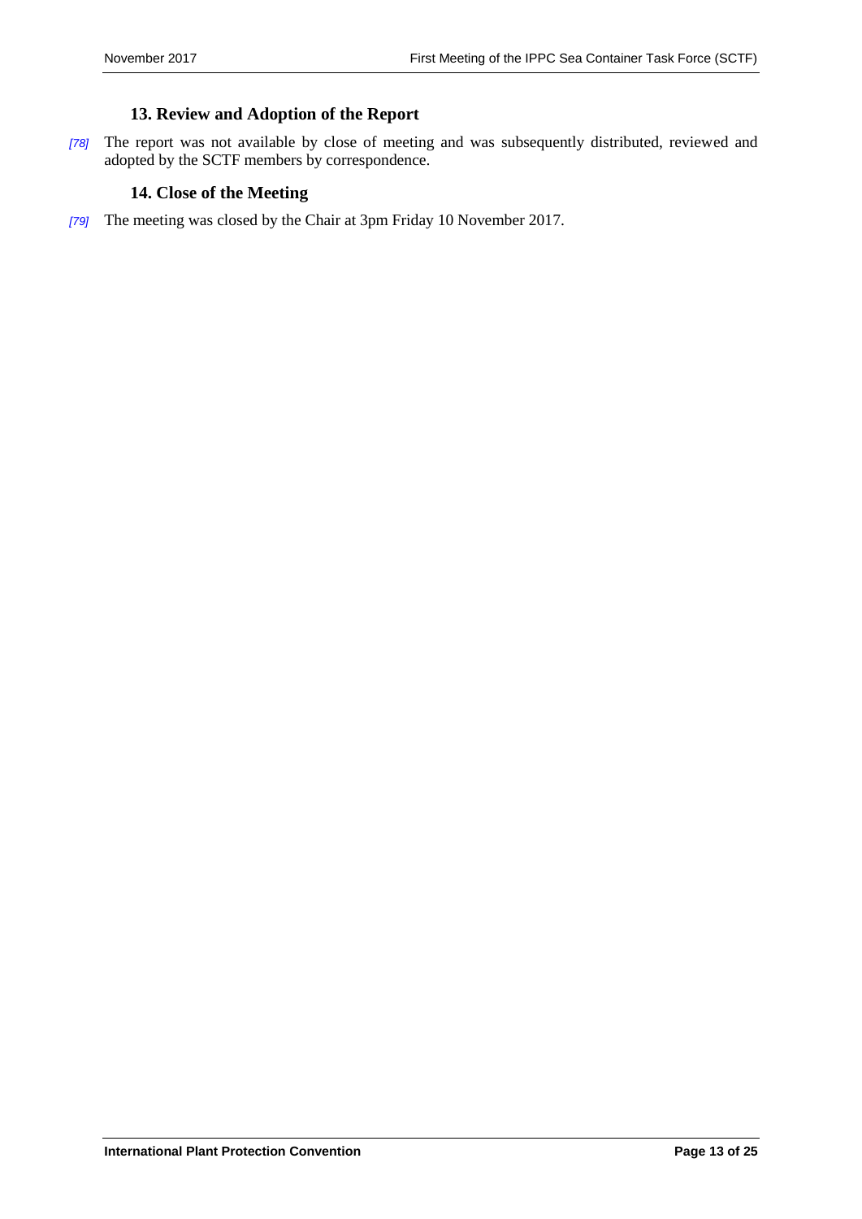## 13. Review and Adoption of the Report

[78] The report was not available by close of meeting and was subsequently distributed, reviewed and adopted by the SCTF members by correspondence.

## 14. Close of the Meeting

[79] The meeting was closed by the Chair at 3pm Friday 10 November 2017.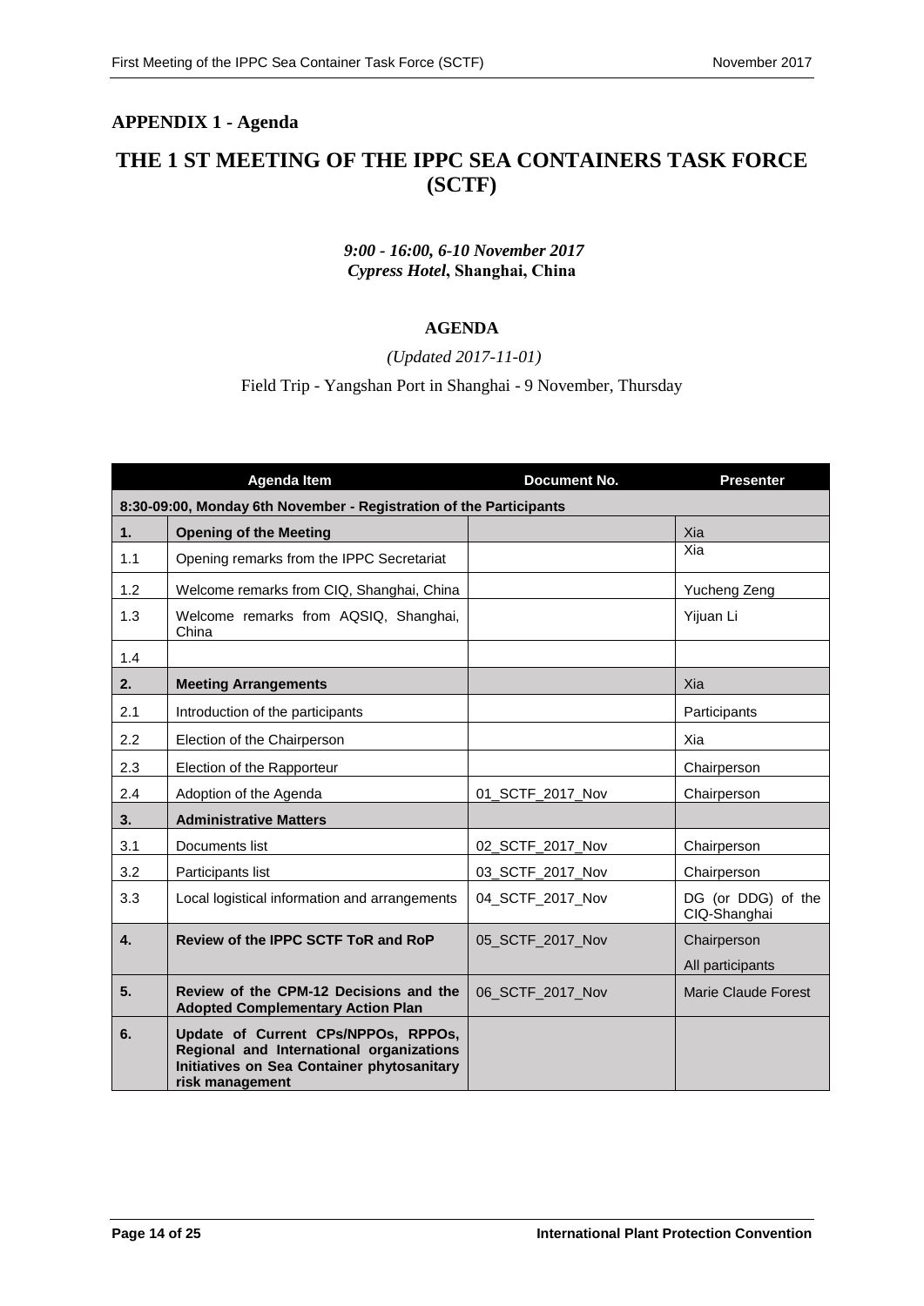## APPENDIX 1 - Agenda

# THE 1 ST MEETING OF THE IPPC SEA CONTAINERS TASK FORCE (SCTF)

***9:00 - 16:00, 6-10 November 2017***
***Cypress Hotel*, Shanghai, China**

**AGENDA**

*(Updated 2017-11-01)*

Field Trip - Yangshan Port in Shanghai - 9 November, Thursday

| | Agenda Item | Document No. | Presenter |
|---|---|---|---|
| **8:30-09:00, Monday 6th November - Registration of the Participants** | | | |
| **1.** | **Opening of the Meeting** | | Xia |
| 1.1 | Opening remarks from the IPPC Secretariat | | Xia |
| 1.2 | Welcome remarks from CIQ, Shanghai, China | | Yucheng Zeng |
| 1.3 | Welcome remarks from AQSIQ, Shanghai, China | | Yijuan Li |
| 1.4 | | | |
| **2.** | **Meeting Arrangements** | | Xia |
| 2.1 | Introduction of the participants | | Participants |
| 2.2 | Election of the Chairperson | | Xia |
| 2.3 | Election of the Rapporteur | | Chairperson |
| 2.4 | Adoption of the Agenda | 01_SCTF_2017_Nov | Chairperson |
| **3.** | **Administrative Matters** | | |
| 3.1 | Documents list | 02_SCTF_2017_Nov | Chairperson |
| 3.2 | Participants list | 03_SCTF_2017_Nov | Chairperson |
| 3.3 | Local logistical information and arrangements | 04_SCTF_2017_Nov | DG (or DDG) of the CIQ-Shanghai |
| **4.** | **Review of the IPPC SCTF ToR and RoP** | 05_SCTF_2017_Nov | Chairperson<br>All participants |
| **5.** | **Review of the CPM-12 Decisions and the Adopted Complementary Action Plan** | 06_SCTF_2017_Nov | Marie Claude Forest |
| **6.** | **Update of Current CPs/NPPOs, RPPOs, Regional and International organizations Initiatives on Sea Container phytosanitary risk management** | | |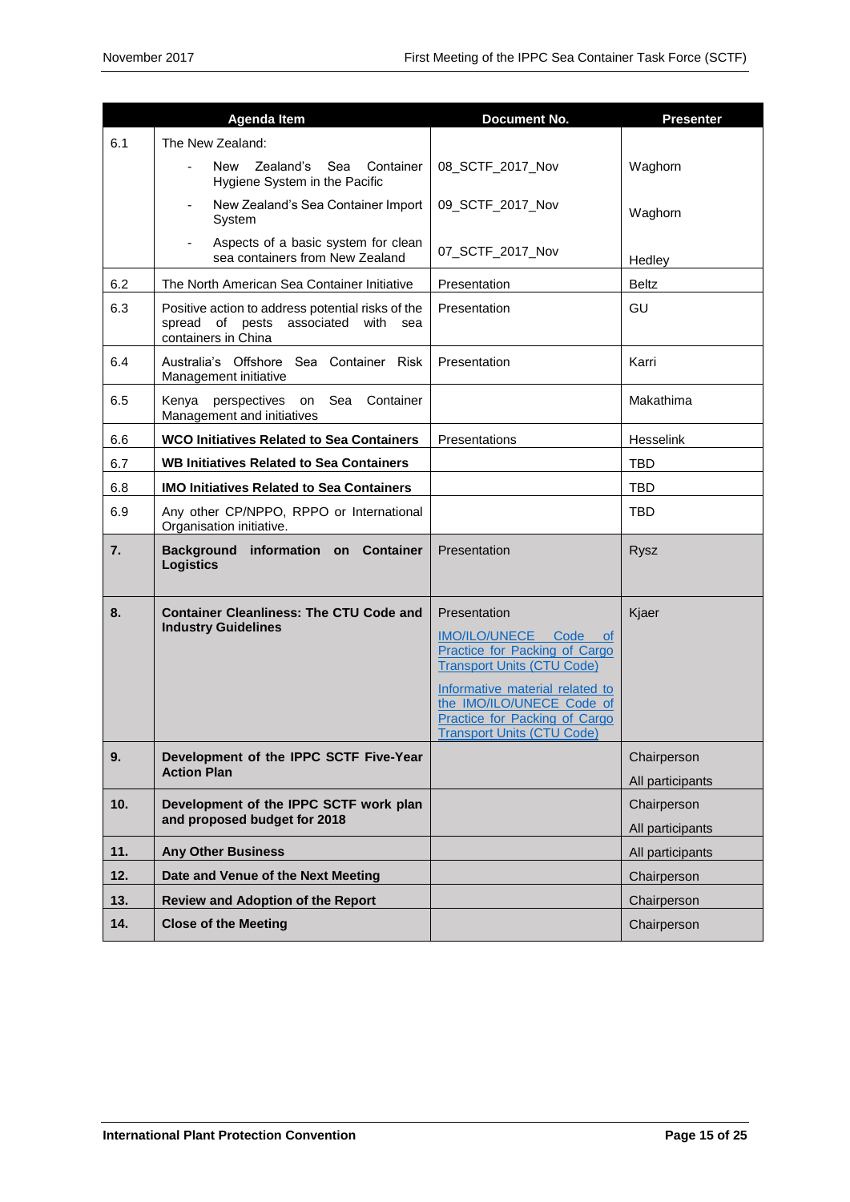| | Agenda Item | Document No. | Presenter |
|---|---|---|---|
| 6.1 | The New Zealand: | | |
| | - New Zealand's Sea Container Hygiene System in the Pacific | 08_SCTF_2017_Nov | Waghorn |
| | - New Zealand's Sea Container Import System | 09_SCTF_2017_Nov | Waghorn |
| | - Aspects of a basic system for clean sea containers from New Zealand | 07_SCTF_2017_Nov | Hedley |
| 6.2 | The North American Sea Container Initiative | Presentation | Beltz |
| 6.3 | Positive action to address potential risks of the spread of pests associated with sea containers in China | Presentation | GU |
| 6.4 | Australia's Offshore Sea Container Risk Management initiative | Presentation | Karri |
| 6.5 | Kenya perspectives on Sea Container Management and initiatives | | Makathima |
| 6.6 | **WCO Initiatives Related to Sea Containers** | Presentations | Hesselink |
| 6.7 | **WB Initiatives Related to Sea Containers** | | TBD |
| 6.8 | **IMO Initiatives Related to Sea Containers** | | TBD |
| 6.9 | Any other CP/NPPO, RPPO or International Organisation initiative. | | TBD |
| **7.** | **Background information on Container Logistics** | Presentation | Rysz |
| **8.** | **Container Cleanliness: The CTU Code and Industry Guidelines** | Presentation<br>IMO/ILO/UNECE Code of Practice for Packing of Cargo Transport Units (CTU Code)<br>Informative material related to the IMO/ILO/UNECE Code of Practice for Packing of Cargo Transport Units (CTU Code) | Kjaer |
| **9.** | **Development of the IPPC SCTF Five-Year Action Plan** | | Chairperson<br>All participants |
| **10.** | **Development of the IPPC SCTF work plan and proposed budget for 2018** | | Chairperson<br>All participants |
| **11.** | **Any Other Business** | | All participants |
| **12.** | **Date and Venue of the Next Meeting** | | Chairperson |
| **13.** | **Review and Adoption of the Report** | | Chairperson |
| **14.** | **Close of the Meeting** | | Chairperson |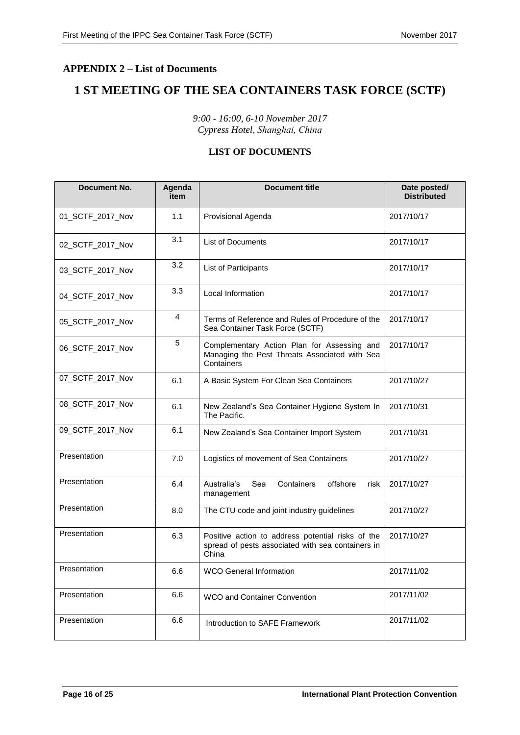## APPENDIX 2 – List of Documents

# 1 ST MEETING OF THE SEA CONTAINERS TASK FORCE (SCTF)

*9:00 - 16:00, 6-10 November 2017*
*Cypress Hotel, Shanghai, China*

### LIST OF DOCUMENTS

| Document No. | Agenda item | Document title | Date posted/ Distributed |
|---|---|---|---|
| 01_SCTF_2017_Nov | 1.1 | Provisional Agenda | 2017/10/17 |
| 02_SCTF_2017_Nov | 3.1 | List of Documents | 2017/10/17 |
| 03_SCTF_2017_Nov | 3.2 | List of Participants | 2017/10/17 |
| 04_SCTF_2017_Nov | 3.3 | Local Information | 2017/10/17 |
| 05_SCTF_2017_Nov | 4 | Terms of Reference and Rules of Procedure of the Sea Container Task Force (SCTF) | 2017/10/17 |
| 06_SCTF_2017_Nov | 5 | Complementary Action Plan for Assessing and Managing the Pest Threats Associated with Sea Containers | 2017/10/17 |
| 07_SCTF_2017_Nov | 6.1 | A Basic System For Clean Sea Containers | 2017/10/27 |
| 08_SCTF_2017_Nov | 6.1 | New Zealand's Sea Container Hygiene System In The Pacific. | 2017/10/31 |
| 09_SCTF_2017_Nov | 6.1 | New Zealand's Sea Container Import System | 2017/10/31 |
| Presentation | 7.0 | Logistics of movement of Sea Containers | 2017/10/27 |
| Presentation | 6.4 | Australia's Sea Containers offshore risk management | 2017/10/27 |
| Presentation | 8.0 | The CTU code and joint industry guidelines | 2017/10/27 |
| Presentation | 6.3 | Positive action to address potential risks of the spread of pests associated with sea containers in China | 2017/10/27 |
| Presentation | 6.6 | WCO General Information | 2017/11/02 |
| Presentation | 6.6 | WCO and Container Convention | 2017/11/02 |
| Presentation | 6.6 | Introduction to SAFE Framework | 2017/11/02 |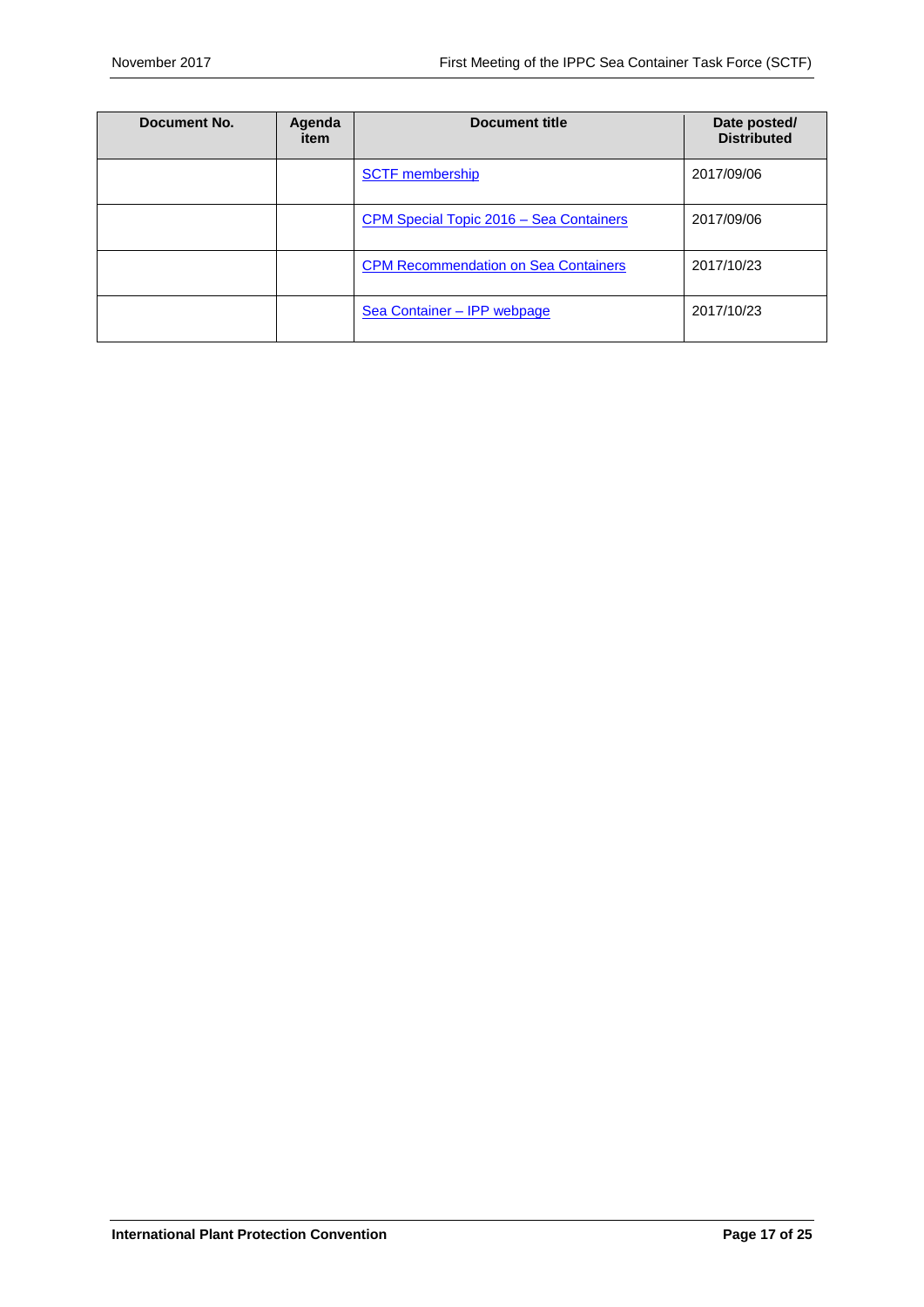| Document No. | Agenda item | Document title | Date posted/ Distributed |
|---|---|---|---|
| | | SCTF membership | 2017/09/06 |
| | | CPM Special Topic 2016 – Sea Containers | 2017/09/06 |
| | | CPM Recommendation on Sea Containers | 2017/10/23 |
| | | Sea Container – IPP webpage | 2017/10/23 |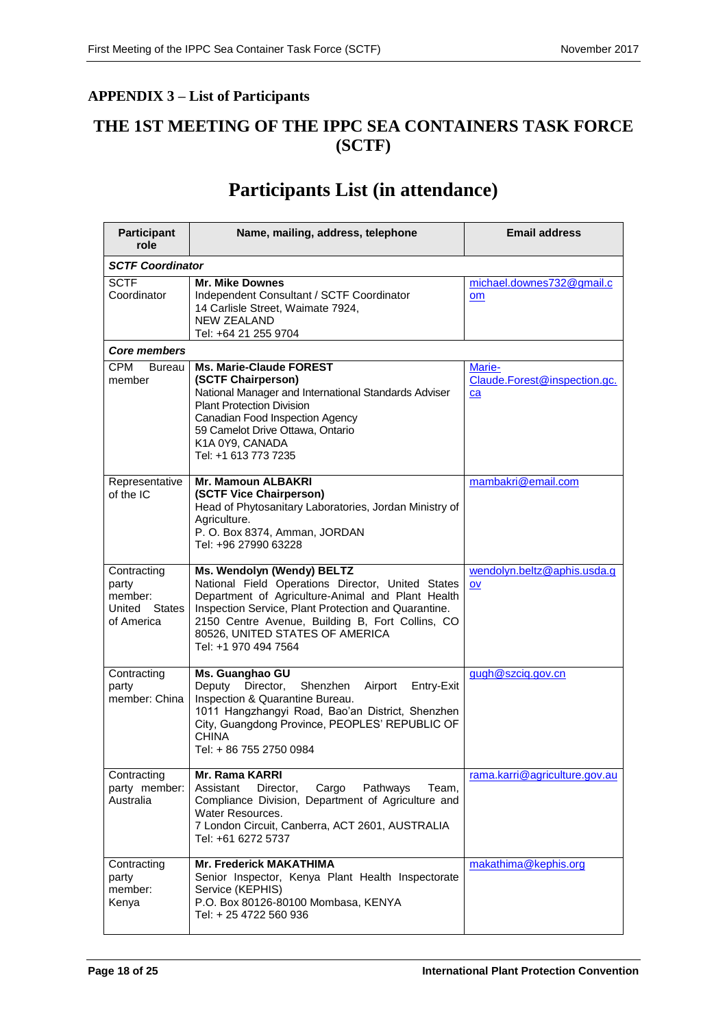## APPENDIX 3 – List of Participants

# THE 1ST MEETING OF THE IPPC SEA CONTAINERS TASK FORCE (SCTF)

# Participants List (in attendance)

| Participant role | Name, mailing, address, telephone | Email address |
|---|---|---|
| ***SCTF Coordinator*** | | |
| SCTF Coordinator | **Mr. Mike Downes**<br>Independent Consultant / SCTF Coordinator<br>14 Carlisle Street, Waimate 7924,<br>NEW ZEALAND<br>Tel: +64 21 255 9704 | michael.downes732@gmail.com |
| ***Core members*** | | |
| CPM Bureau member | **Ms. Marie-Claude FOREST**<br>**(SCTF Chairperson)**<br>National Manager and International Standards Adviser<br>Plant Protection Division<br>Canadian Food Inspection Agency<br>59 Camelot Drive Ottawa, Ontario<br>K1A 0Y9, CANADA<br>Tel: +1 613 773 7235 | Marie-Claude.Forest@inspection.gc.ca |
| Representative of the IC | **Mr. Mamoun ALBAKRI**<br>**(SCTF Vice Chairperson)**<br>Head of Phytosanitary Laboratories, Jordan Ministry of Agriculture.<br>P. O. Box 8374, Amman, JORDAN<br>Tel: +96 27990 63228 | mambakri@email.com |
| Contracting party member: United States of America | **Ms. Wendolyn (Wendy) BELTZ**<br>National Field Operations Director, United States Department of Agriculture-Animal and Plant Health Inspection Service, Plant Protection and Quarantine.<br>2150 Centre Avenue, Building B, Fort Collins, CO 80526, UNITED STATES OF AMERICA<br>Tel: +1 970 494 7564 | wendolyn.beltz@aphis.usda.gov |
| Contracting party member: China | **Ms. Guanghao GU**<br>Deputy Director, Shenzhen Airport Entry-Exit Inspection & Quarantine Bureau.<br>1011 Hangzhangyi Road, Bao'an District, Shenzhen City, Guangdong Province, PEOPLES' REPUBLIC OF CHINA<br>Tel: + 86 755 2750 0984 | gugh@szciq.gov.cn |
| Contracting party member: Australia | **Mr. Rama KARRI**<br>Assistant Director, Cargo Pathways Team, Compliance Division, Department of Agriculture and Water Resources.<br>7 London Circuit, Canberra, ACT 2601, AUSTRALIA<br>Tel: +61 6272 5737 | rama.karri@agriculture.gov.au |
| Contracting party member: Kenya | **Mr. Frederick MAKATHIMA**<br>Senior Inspector, Kenya Plant Health Inspectorate Service (KEPHIS)<br>P.O. Box 80126-80100 Mombasa, KENYA<br>Tel: + 25 4722 560 936 | makathima@kephis.org |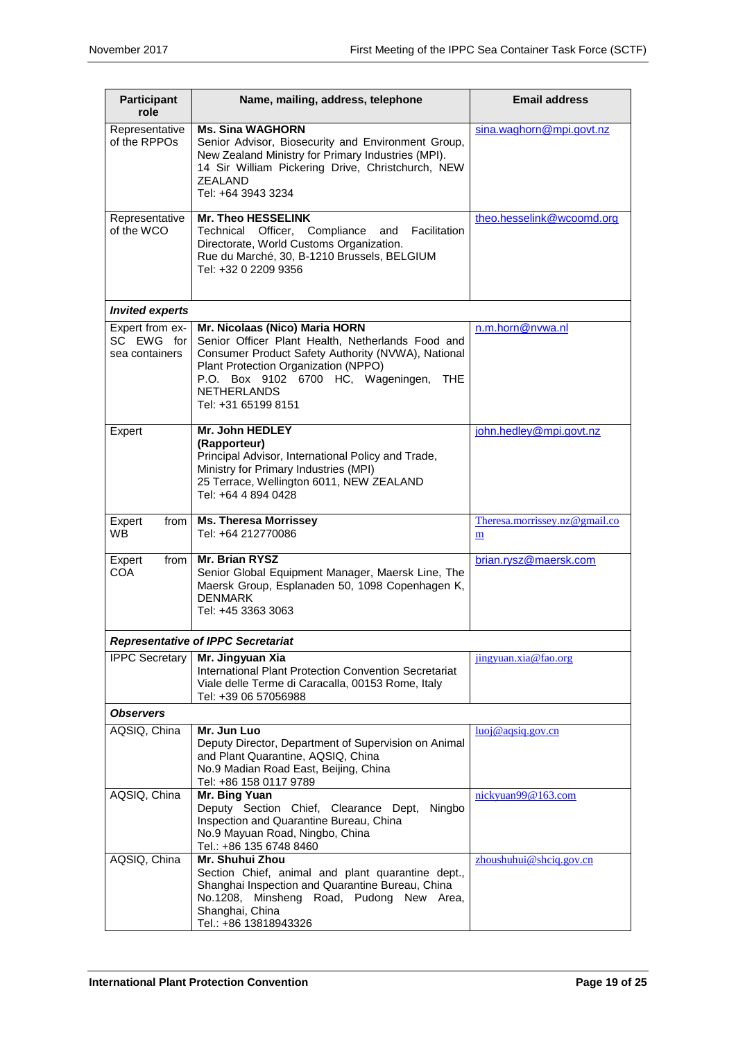| Participant role | Name, mailing, address, telephone | Email address |
|---|---|---|
| Representative of the RPPOs | **Ms. Sina WAGHORN**<br>Senior Advisor, Biosecurity and Environment Group, New Zealand Ministry for Primary Industries (MPI).<br>14 Sir William Pickering Drive, Christchurch, NEW ZEALAND<br>Tel: +64 3943 3234 | sina.waghorn@mpi.govt.nz |
| Representative of the WCO | **Mr. Theo HESSELINK**<br>Technical Officer, Compliance and Facilitation Directorate, World Customs Organization.<br>Rue du Marché, 30, B-1210 Brussels, BELGIUM<br>Tel: +32 0 2209 9356 | theo.hesselink@wcoomd.org |
| ***Invited experts*** | | |
| Expert from ex-SC EWG for sea containers | **Mr. Nicolaas (Nico) Maria HORN**<br>Senior Officer Plant Health, Netherlands Food and Consumer Product Safety Authority (NVWA), National Plant Protection Organization (NPPO)<br>P.O. Box 9102 6700 HC, Wageningen, THE NETHERLANDS<br>Tel: +31 65199 8151 | n.m.horn@nvwa.nl |
| Expert | **Mr. John HEDLEY**<br>**(Rapporteur)**<br>Principal Advisor, International Policy and Trade, Ministry for Primary Industries (MPI)<br>25 Terrace, Wellington 6011, NEW ZEALAND<br>Tel: +64 4 894 0428 | john.hedley@mpi.govt.nz |
| Expert from WB | **Ms. Theresa Morrissey**<br>Tel: +64 212770086 | Theresa.morrissey.nz@gmail.com |
| Expert from COA | **Mr. Brian RYSZ**<br>Senior Global Equipment Manager, Maersk Line, The Maersk Group, Esplanaden 50, 1098 Copenhagen K, DENMARK<br>Tel: +45 3363 3063 | brian.rysz@maersk.com |
| ***Representative of IPPC Secretariat*** | | |
| IPPC Secretary | **Mr. Jingyuan Xia**<br>International Plant Protection Convention Secretariat<br>Viale delle Terme di Caracalla, 00153 Rome, Italy<br>Tel: +39 06 57056988 | jingyuan.xia@fao.org |
| ***Observers*** | | |
| AQSIQ, China | **Mr. Jun Luo**<br>Deputy Director, Department of Supervision on Animal and Plant Quarantine, AQSIQ, China<br>No.9 Madian Road East, Beijing, China<br>Tel: +86 158 0117 9789 | luoj@aqsiq.gov.cn |
| AQSIQ, China | **Mr. Bing Yuan**<br>Deputy Section Chief, Clearance Dept, Ningbo Inspection and Quarantine Bureau, China<br>No.9 Mayuan Road, Ningbo, China<br>Tel.: +86 135 6748 8460 | nickyuan99@163.com |
| AQSIQ, China | **Mr. Shuhui Zhou**<br>Section Chief, animal and plant quarantine dept., Shanghai Inspection and Quarantine Bureau, China<br>No.1208, Minsheng Road, Pudong New Area, Shanghai, China<br>Tel.: +86 13818943326 | zhoushuhui@shciq.gov.cn |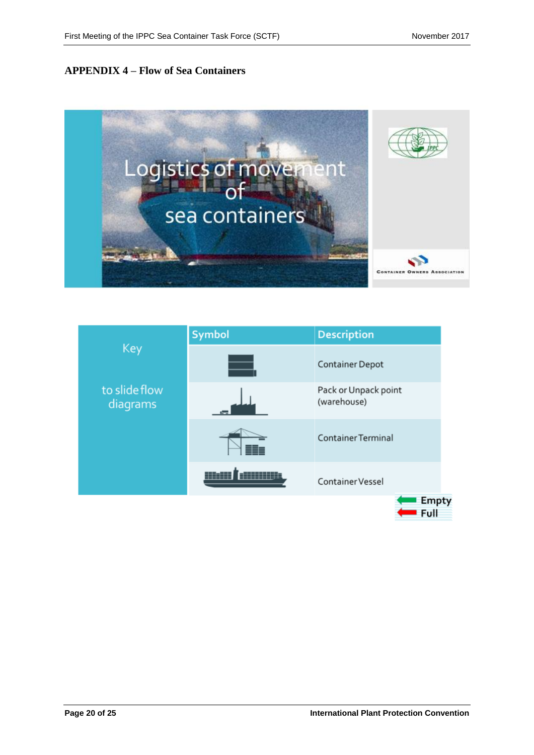## APPENDIX 4 – Flow of Sea Containers

Logistics of movement of sea containers

Container Owners Association

| Key to slide flow diagrams | Symbol | Description |
|---|---|---|
| | | Container Depot |
| | | Pack or Unpack point (warehouse) |
| | | Container Terminal |
| | | Container Vessel |

Empty

Full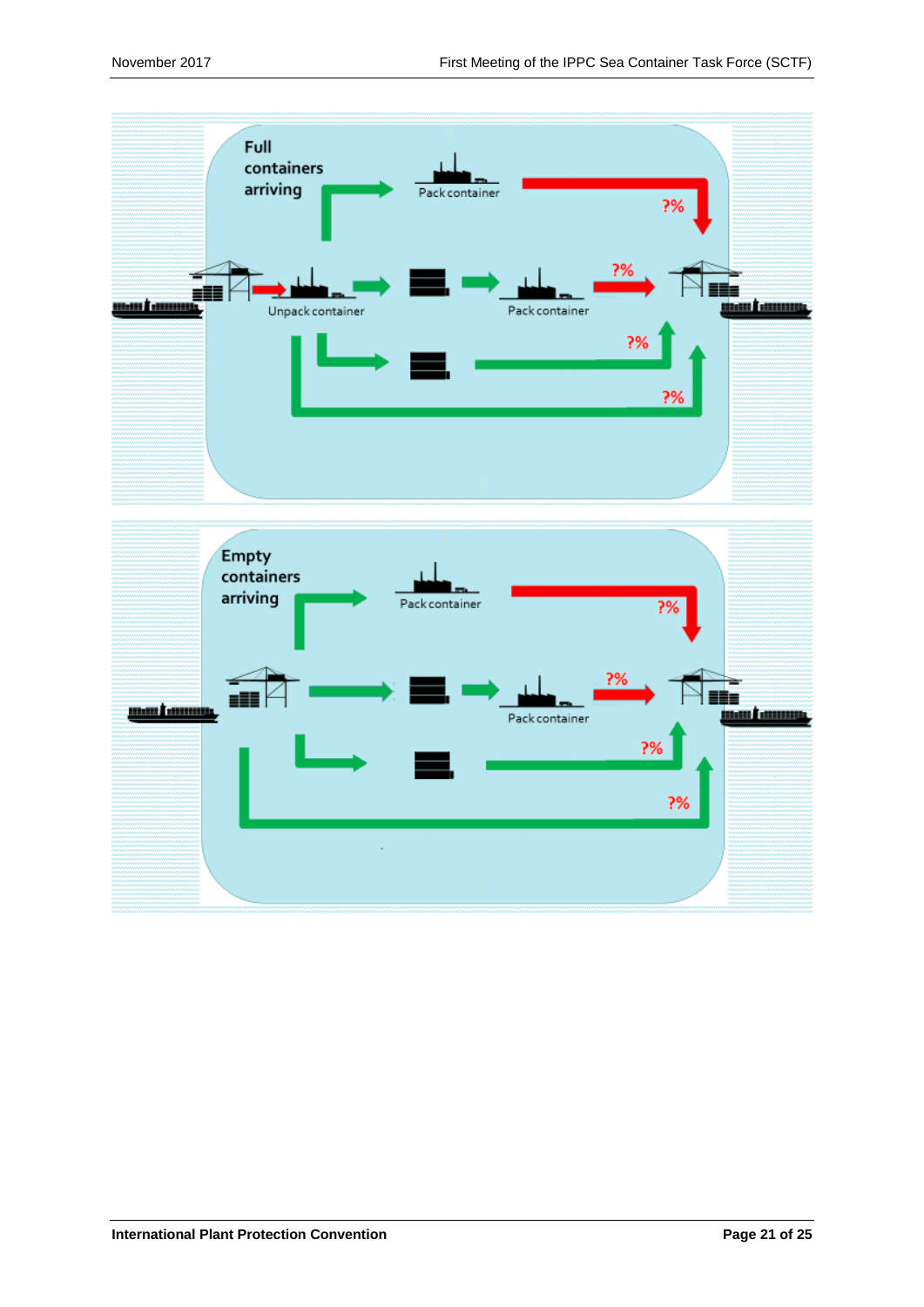Full containers arriving

Pack container

?%

Unpack container

Pack container

?%

?%

?%

Empty containers arriving

Pack container

?%

Pack container

?%

?%

?%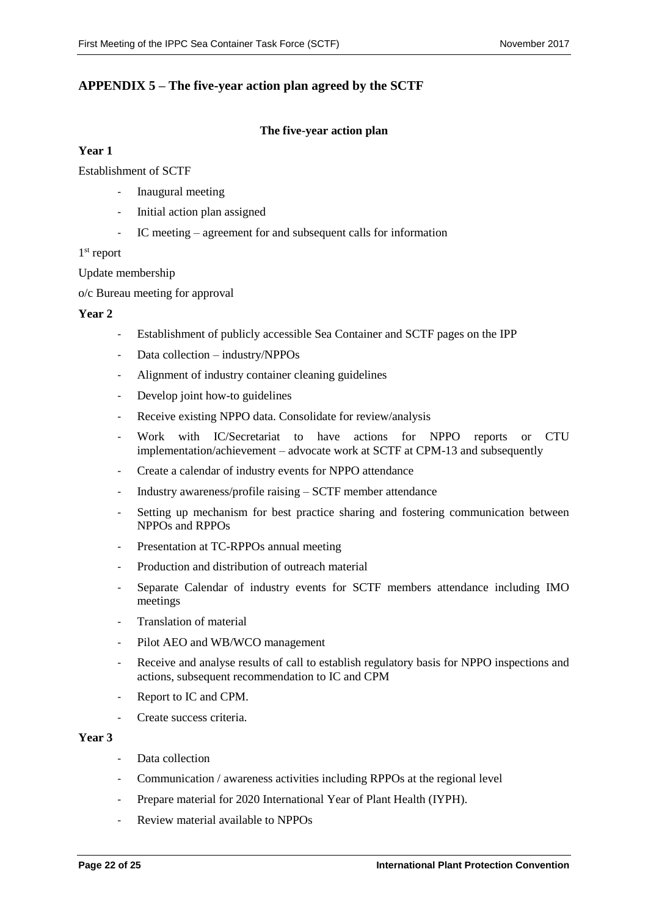## APPENDIX 5 – The five-year action plan agreed by the SCTF

**The five-year action plan**

**Year 1**

Establishment of SCTF

- Inaugural meeting
- Initial action plan assigned
- IC meeting – agreement for and subsequent calls for information

1st report

Update membership

o/c Bureau meeting for approval

**Year 2**

- Establishment of publicly accessible Sea Container and SCTF pages on the IPP
- Data collection – industry/NPPOs
- Alignment of industry container cleaning guidelines
- Develop joint how-to guidelines
- Receive existing NPPO data. Consolidate for review/analysis
- Work with IC/Secretariat to have actions for NPPO reports or CTU implementation/achievement – advocate work at SCTF at CPM-13 and subsequently
- Create a calendar of industry events for NPPO attendance
- Industry awareness/profile raising – SCTF member attendance
- Setting up mechanism for best practice sharing and fostering communication between NPPOs and RPPOs
- Presentation at TC-RPPOs annual meeting
- Production and distribution of outreach material
- Separate Calendar of industry events for SCTF members attendance including IMO meetings
- Translation of material
- Pilot AEO and WB/WCO management
- Receive and analyse results of call to establish regulatory basis for NPPO inspections and actions, subsequent recommendation to IC and CPM
- Report to IC and CPM.
- Create success criteria.

**Year 3**

- Data collection
- Communication / awareness activities including RPPOs at the regional level
- Prepare material for 2020 International Year of Plant Health (IYPH).
- Review material available to NPPOs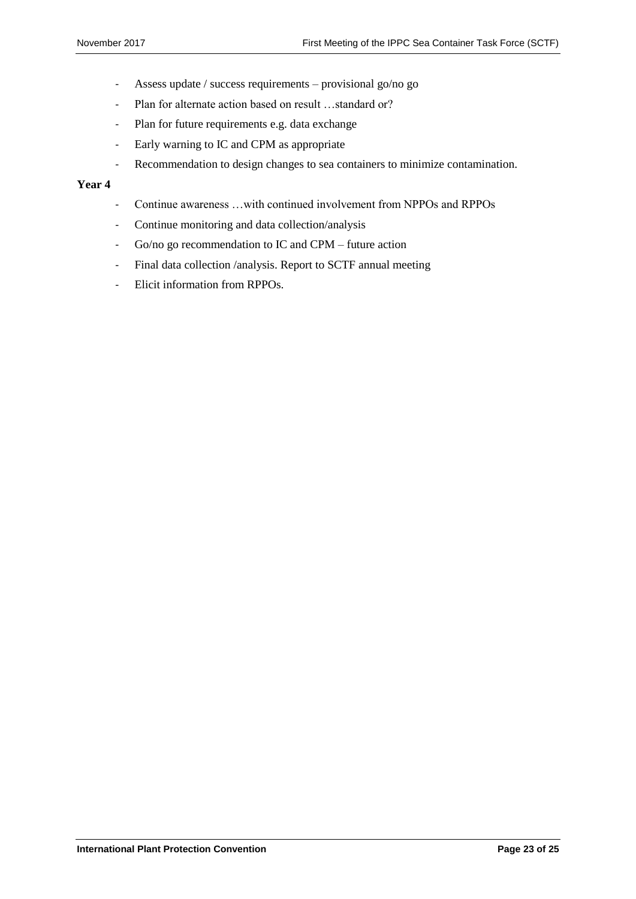- Assess update / success requirements – provisional go/no go
- Plan for alternate action based on result …standard or?
- Plan for future requirements e.g. data exchange
- Early warning to IC and CPM as appropriate
- Recommendation to design changes to sea containers to minimize contamination.

**Year 4**

- Continue awareness …with continued involvement from NPPOs and RPPOs
- Continue monitoring and data collection/analysis
- Go/no go recommendation to IC and CPM – future action
- Final data collection /analysis. Report to SCTF annual meeting
- Elicit information from RPPOs.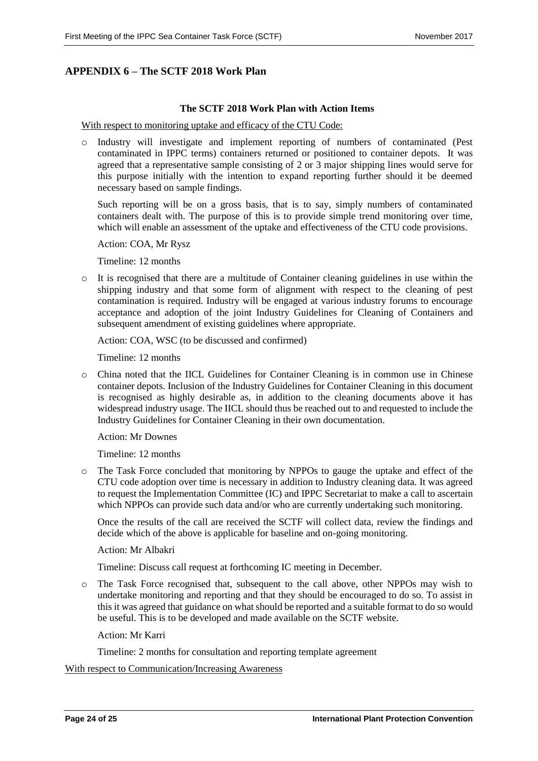## APPENDIX 6 – The SCTF 2018 Work Plan

**The SCTF 2018 Work Plan with Action Items**

With respect to monitoring uptake and efficacy of the CTU Code:

- Industry will investigate and implement reporting of numbers of contaminated (Pest contaminated in IPPC terms) containers returned or positioned to container depots. It was agreed that a representative sample consisting of 2 or 3 major shipping lines would serve for this purpose initially with the intention to expand reporting further should it be deemed necessary based on sample findings.

  Such reporting will be on a gross basis, that is to say, simply numbers of contaminated containers dealt with. The purpose of this is to provide simple trend monitoring over time, which will enable an assessment of the uptake and effectiveness of the CTU code provisions.

  Action: COA, Mr Rysz

  Timeline: 12 months

- It is recognised that there are a multitude of Container cleaning guidelines in use within the shipping industry and that some form of alignment with respect to the cleaning of pest contamination is required. Industry will be engaged at various industry forums to encourage acceptance and adoption of the joint Industry Guidelines for Cleaning of Containers and subsequent amendment of existing guidelines where appropriate.

  Action: COA, WSC (to be discussed and confirmed)

  Timeline: 12 months

- China noted that the IICL Guidelines for Container Cleaning is in common use in Chinese container depots. Inclusion of the Industry Guidelines for Container Cleaning in this document is recognised as highly desirable as, in addition to the cleaning documents above it has widespread industry usage. The IICL should thus be reached out to and requested to include the Industry Guidelines for Container Cleaning in their own documentation.

  Action: Mr Downes

  Timeline: 12 months

- The Task Force concluded that monitoring by NPPOs to gauge the uptake and effect of the CTU code adoption over time is necessary in addition to Industry cleaning data. It was agreed to request the Implementation Committee (IC) and IPPC Secretariat to make a call to ascertain which NPPOs can provide such data and/or who are currently undertaking such monitoring.

  Once the results of the call are received the SCTF will collect data, review the findings and decide which of the above is applicable for baseline and on-going monitoring.

  Action: Mr Albakri

  Timeline: Discuss call request at forthcoming IC meeting in December.

- The Task Force recognised that, subsequent to the call above, other NPPOs may wish to undertake monitoring and reporting and that they should be encouraged to do so. To assist in this it was agreed that guidance on what should be reported and a suitable format to do so would be useful. This is to be developed and made available on the SCTF website.

  Action: Mr Karri

  Timeline: 2 months for consultation and reporting template agreement

With respect to Communication/Increasing Awareness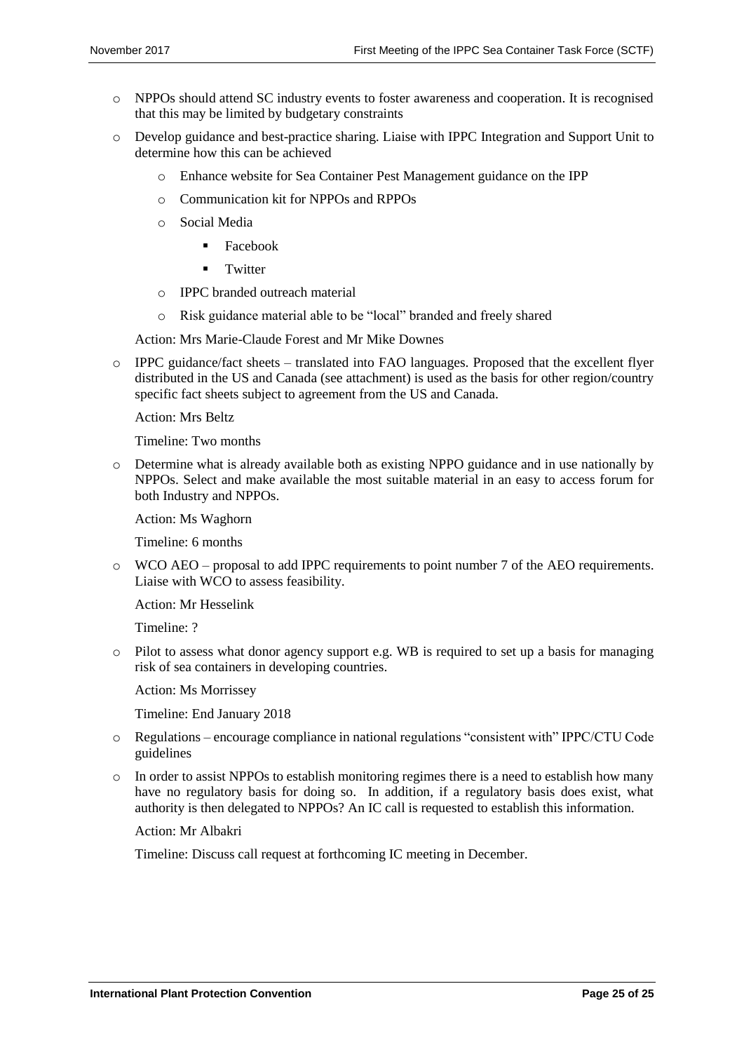- NPPOs should attend SC industry events to foster awareness and cooperation. It is recognised that this may be limited by budgetary constraints
- Develop guidance and best-practice sharing. Liaise with IPPC Integration and Support Unit to determine how this can be achieved
    - Enhance website for Sea Container Pest Management guidance on the IPP
    - Communication kit for NPPOs and RPPOs
    - Social Media
        - Facebook
        - Twitter
    - IPPC branded outreach material
    - Risk guidance material able to be "local" branded and freely shared

  Action: Mrs Marie-Claude Forest and Mr Mike Downes

- IPPC guidance/fact sheets – translated into FAO languages. Proposed that the excellent flyer distributed in the US and Canada (see attachment) is used as the basis for other region/country specific fact sheets subject to agreement from the US and Canada.

  Action: Mrs Beltz

  Timeline: Two months

- Determine what is already available both as existing NPPO guidance and in use nationally by NPPOs. Select and make available the most suitable material in an easy to access forum for both Industry and NPPOs.

  Action: Ms Waghorn

  Timeline: 6 months

- WCO AEO – proposal to add IPPC requirements to point number 7 of the AEO requirements. Liaise with WCO to assess feasibility.

  Action: Mr Hesselink

  Timeline: ?

- Pilot to assess what donor agency support e.g. WB is required to set up a basis for managing risk of sea containers in developing countries.

  Action: Ms Morrissey

  Timeline: End January 2018

- Regulations – encourage compliance in national regulations "consistent with" IPPC/CTU Code guidelines
- In order to assist NPPOs to establish monitoring regimes there is a need to establish how many have no regulatory basis for doing so. In addition, if a regulatory basis does exist, what authority is then delegated to NPPOs? An IC call is requested to establish this information.

  Action: Mr Albakri

  Timeline: Discuss call request at forthcoming IC meeting in December.